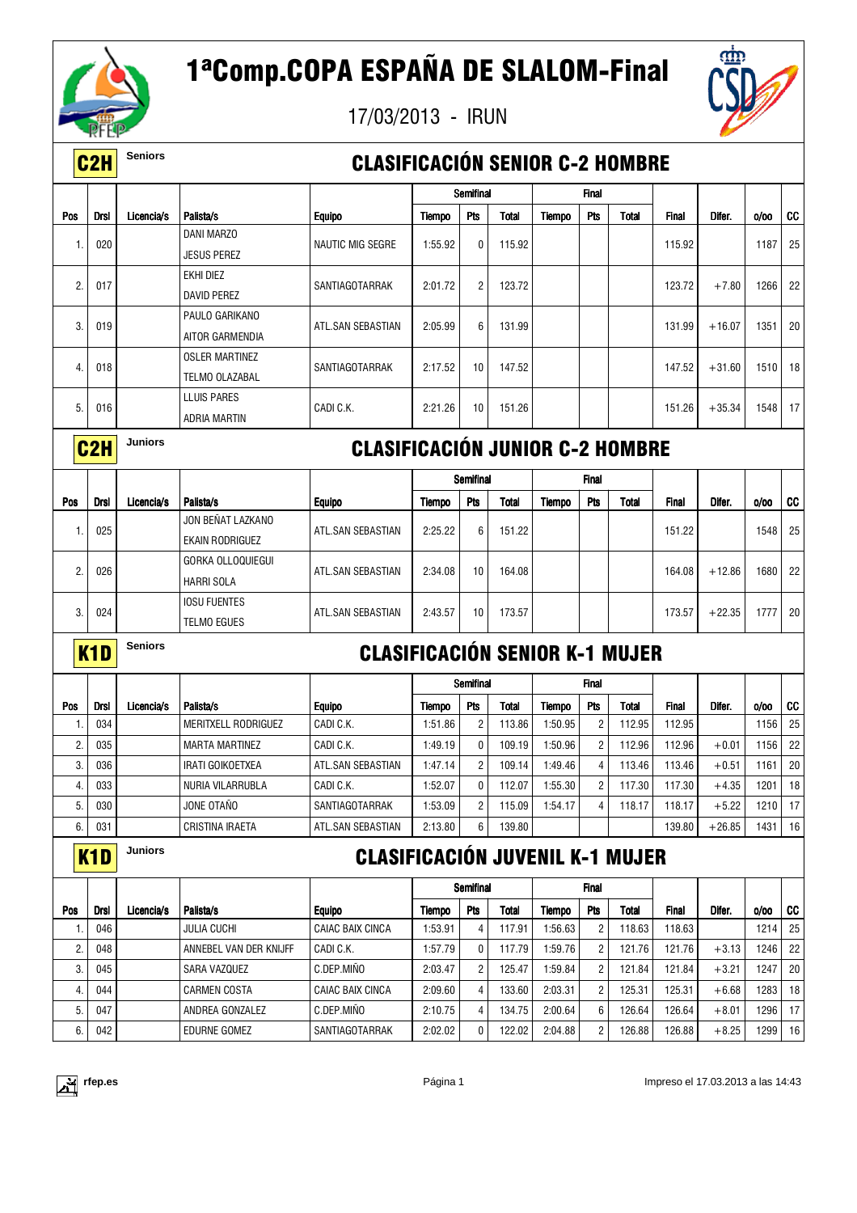# 1ªComp.COPA ESPAÑA DE SLALOM-Final

17/03/2013 - IRUN

## C2H Seniors — CLASIFICACIÓN SENIOR C-2 HOMBRE

| Pos | Drsl | Licencia/s | Palista/s | Equipo | Semifinal | | | Final | | | Final | Difer. | o/oo | CC |
|---|---|---|---|---|---|---|---|---|---|---|---|---|---|---|
| | | | | | Tiempo | Pts | Total | Tiempo | Pts | Total | | | | |
| 1. | 020 | | DANI MARZO<br>JESUS PEREZ | NAUTIC MIG SEGRE | 1:55.92 | 0 | 115.92 | | | | 115.92 | | 1187 | 25 |
| 2. | 017 | | EKHI DIEZ<br>DAVID PEREZ | SANTIAGOTARRAK | 2:01.72 | 2 | 123.72 | | | | 123.72 | +7.80 | 1266 | 22 |
| 3. | 019 | | PAULO GARIKANO<br>AITOR GARMENDIA | ATL.SAN SEBASTIAN | 2:05.99 | 6 | 131.99 | | | | 131.99 | +16.07 | 1351 | 20 |
| 4. | 018 | | OSLER MARTINEZ<br>TELMO OLAZABAL | SANTIAGOTARRAK | 2:17.52 | 10 | 147.52 | | | | 147.52 | +31.60 | 1510 | 18 |
| 5. | 016 | | LLUIS PARES<br>ADRIA MARTIN | CADI C.K. | 2:21.26 | 10 | 151.26 | | | | 151.26 | +35.34 | 1548 | 17 |

## C2H Juniors — CLASIFICACIÓN JUNIOR C-2 HOMBRE

| Pos | Drsl | Licencia/s | Palista/s | Equipo | Semifinal | | | Final | | | Final | Difer. | o/oo | CC |
|---|---|---|---|---|---|---|---|---|---|---|---|---|---|---|
| | | | | | Tiempo | Pts | Total | Tiempo | Pts | Total | | | | |
| 1. | 025 | | JON BEÑAT LAZKANO<br>EKAIN RODRIGUEZ | ATL.SAN SEBASTIAN | 2:25.22 | 6 | 151.22 | | | | 151.22 | | 1548 | 25 |
| 2. | 026 | | GORKA OLLOQUIEGUI<br>HARRI SOLA | ATL.SAN SEBASTIAN | 2:34.08 | 10 | 164.08 | | | | 164.08 | +12.86 | 1680 | 22 |
| 3. | 024 | | IOSU FUENTES<br>TELMO EGUES | ATL.SAN SEBASTIAN | 2:43.57 | 10 | 173.57 | | | | 173.57 | +22.35 | 1777 | 20 |

## K1D Seniors — CLASIFICACIÓN SENIOR K-1 MUJER

| Pos | Drsl | Licencia/s | Palista/s | Equipo | Semifinal | | | Final | | | Final | Difer. | o/oo | CC |
|---|---|---|---|---|---|---|---|---|---|---|---|---|---|---|
| | | | | | Tiempo | Pts | Total | Tiempo | Pts | Total | | | | |
| 1. | 034 | | MERITXELL RODRIGUEZ | CADI C.K. | 1:51.86 | 2 | 113.86 | 1:50.95 | 2 | 112.95 | 112.95 | | 1156 | 25 |
| 2. | 035 | | MARTA MARTINEZ | CADI C.K. | 1:49.19 | 0 | 109.19 | 1:50.96 | 2 | 112.96 | 112.96 | +0.01 | 1156 | 22 |
| 3. | 036 | | IRATI GOIKOETXEA | ATL.SAN SEBASTIAN | 1:47.14 | 2 | 109.14 | 1:49.46 | 4 | 113.46 | 113.46 | +0.51 | 1161 | 20 |
| 4. | 033 | | NURIA VILARRUBLA | CADI C.K. | 1:52.07 | 0 | 112.07 | 1:55.30 | 2 | 117.30 | 117.30 | +4.35 | 1201 | 18 |
| 5. | 030 | | JONE OTAÑO | SANTIAGOTARRAK | 1:53.09 | 2 | 115.09 | 1:54.17 | 4 | 118.17 | 118.17 | +5.22 | 1210 | 17 |
| 6. | 031 | | CRISTINA IRAETA | ATL.SAN SEBASTIAN | 2:13.80 | 6 | 139.80 | | | | 139.80 | +26.85 | 1431 | 16 |

## K1D Juniors — CLASIFICACIÓN JUVENIL K-1 MUJER

| Pos | Drsl | Licencia/s | Palista/s | Equipo | Semifinal | | | Final | | | Final | Difer. | o/oo | CC |
|---|---|---|---|---|---|---|---|---|---|---|---|---|---|---|
| | | | | | Tiempo | Pts | Total | Tiempo | Pts | Total | | | | |
| 1. | 046 | | JULIA CUCHI | CAIAC BAIX CINCA | 1:53.91 | 4 | 117.91 | 1:56.63 | 2 | 118.63 | 118.63 | | 1214 | 25 |
| 2. | 048 | | ANNEBEL VAN DER KNIJFF | CADI C.K. | 1:57.79 | 0 | 117.79 | 1:59.76 | 2 | 121.76 | 121.76 | +3.13 | 1246 | 22 |
| 3. | 045 | | SARA VAZQUEZ | C.DEP.MIÑO | 2:03.47 | 2 | 125.47 | 1:59.84 | 2 | 121.84 | 121.84 | +3.21 | 1247 | 20 |
| 4. | 044 | | CARMEN COSTA | CAIAC BAIX CINCA | 2:09.60 | 4 | 133.60 | 2:03.31 | 2 | 125.31 | 125.31 | +6.68 | 1283 | 18 |
| 5. | 047 | | ANDREA GONZALEZ | C.DEP.MIÑO | 2:10.75 | 4 | 134.75 | 2:00.64 | 6 | 126.64 | 126.64 | +8.01 | 1296 | 17 |
| 6. | 042 | | EDURNE GOMEZ | SANTIAGOTARRAK | 2:02.02 | 0 | 122.02 | 2:04.88 | 2 | 126.88 | 126.88 | +8.25 | 1299 | 16 |

rfep.es — Impreso el 17.03.2013 a las 14:43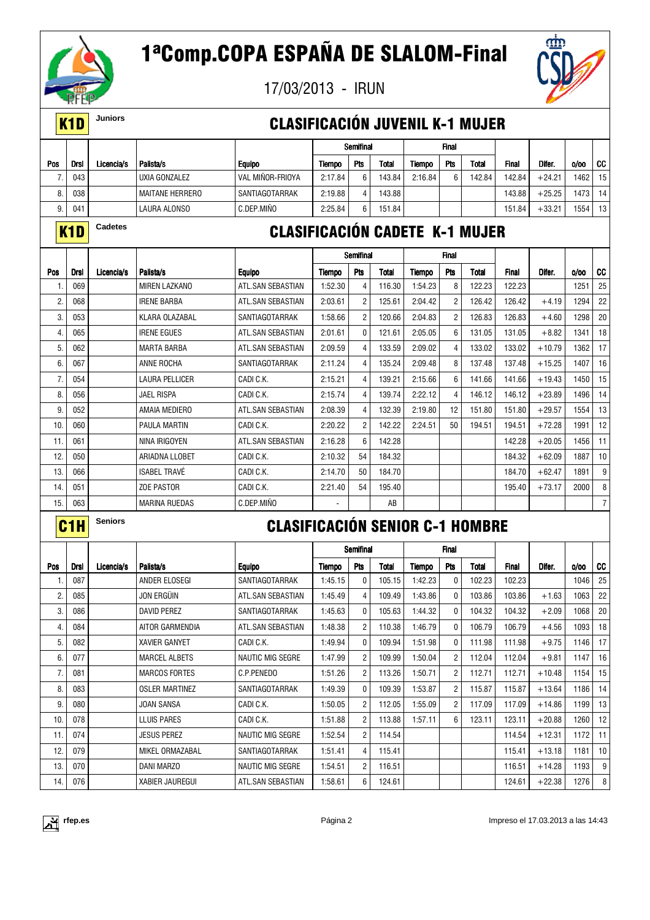# 1ªComp.COPA ESPAÑA DE SLALOM-Final

17/03/2013 - IRUN

## K1D Juniors — CLASIFICACIÓN JUVENIL K-1 MUJER

| | | | | | Semifinal | | | Final | | | | | | |
|---|---|---|---|---|---|---|---|---|---|---|---|---|---|---|
| Pos | Drsl | Licencia/s | Palista/s | Equipo | Tiempo | Pts | Total | Tiempo | Pts | Total | Final | Difer. | o/oo | CC |
| 7. | 043 | | UXIA GONZALEZ | VAL MIÑOR-FRIOYA | 2:17.84 | 6 | 143.84 | 2:16.84 | 6 | 142.84 | 142.84 | +24.21 | 1462 | 15 |
| 8. | 038 | | MAITANE HERRERO | SANTIAGOTARRAK | 2:19.88 | 4 | 143.88 | | | | 143.88 | +25.25 | 1473 | 14 |
| 9. | 041 | | LAURA ALONSO | C.DEP.MIÑO | 2:25.84 | 6 | 151.84 | | | | 151.84 | +33.21 | 1554 | 13 |

## K1D Cadetes — CLASIFICACIÓN CADETE K-1 MUJER

| | | | | | Semifinal | | | Final | | | | | | |
|---|---|---|---|---|---|---|---|---|---|---|---|---|---|---|
| Pos | Drsl | Licencia/s | Palista/s | Equipo | Tiempo | Pts | Total | Tiempo | Pts | Total | Final | Difer. | o/oo | CC |
| 1. | 069 | | MIREN LAZKANO | ATL.SAN SEBASTIAN | 1:52.30 | 4 | 116.30 | 1:54.23 | 8 | 122.23 | 122.23 | | 1251 | 25 |
| 2. | 068 | | IRENE BARBA | ATL.SAN SEBASTIAN | 2:03.61 | 2 | 125.61 | 2:04.42 | 2 | 126.42 | 126.42 | +4.19 | 1294 | 22 |
| 3. | 053 | | KLARA OLAZABAL | SANTIAGOTARRAK | 1:58.66 | 2 | 120.66 | 2:04.83 | 2 | 126.83 | 126.83 | +4.60 | 1298 | 20 |
| 4. | 065 | | IRENE EGUES | ATL.SAN SEBASTIAN | 2:01.61 | 0 | 121.61 | 2:05.05 | 6 | 131.05 | 131.05 | +8.82 | 1341 | 18 |
| 5. | 062 | | MARTA BARBA | ATL.SAN SEBASTIAN | 2:09.59 | 4 | 133.59 | 2:09.02 | 4 | 133.02 | 133.02 | +10.79 | 1362 | 17 |
| 6. | 067 | | ANNE ROCHA | SANTIAGOTARRAK | 2:11.24 | 4 | 135.24 | 2:09.48 | 8 | 137.48 | 137.48 | +15.25 | 1407 | 16 |
| 7. | 054 | | LAURA PELLICER | CADI C.K. | 2:15.21 | 4 | 139.21 | 2:15.66 | 6 | 141.66 | 141.66 | +19.43 | 1450 | 15 |
| 8. | 056 | | JAEL RISPA | CADI C.K. | 2:15.74 | 4 | 139.74 | 2:22.12 | 4 | 146.12 | 146.12 | +23.89 | 1496 | 14 |
| 9. | 052 | | AMAIA MEDIERO | ATL.SAN SEBASTIAN | 2:08.39 | 4 | 132.39 | 2:19.80 | 12 | 151.80 | 151.80 | +29.57 | 1554 | 13 |
| 10. | 060 | | PAULA MARTIN | CADI C.K. | 2:20.22 | 2 | 142.22 | 2:24.51 | 50 | 194.51 | 194.51 | +72.28 | 1991 | 12 |
| 11. | 061 | | NINA IRIGOYEN | ATL.SAN SEBASTIAN | 2:16.28 | 6 | 142.28 | | | | 142.28 | +20.05 | 1456 | 11 |
| 12. | 050 | | ARIADNA LLOBET | CADI C.K. | 2:10.32 | 54 | 184.32 | | | | 184.32 | +62.09 | 1887 | 10 |
| 13. | 066 | | ISABEL TRAVÉ | CADI C.K. | 2:14.70 | 50 | 184.70 | | | | 184.70 | +62.47 | 1891 | 9 |
| 14. | 051 | | ZOE PASTOR | CADI C.K. | 2:21.40 | 54 | 195.40 | | | | 195.40 | +73.17 | 2000 | 8 |
| 15. | 063 | | MARINA RUEDAS | C.DEP.MIÑO | - | | AB | | | | | | | 7 |

## C1H Seniors — CLASIFICACIÓN SENIOR C-1 HOMBRE

| | | | | | Semifinal | | | Final | | | | | | |
|---|---|---|---|---|---|---|---|---|---|---|---|---|---|---|
| Pos | Drsl | Licencia/s | Palista/s | Equipo | Tiempo | Pts | Total | Tiempo | Pts | Total | Final | Difer. | o/oo | CC |
| 1. | 087 | | ANDER ELOSEGI | SANTIAGOTARRAK | 1:45.15 | 0 | 105.15 | 1:42.23 | 0 | 102.23 | 102.23 | | 1046 | 25 |
| 2. | 085 | | JON ERGÜIN | ATL.SAN SEBASTIAN | 1:45.49 | 4 | 109.49 | 1:43.86 | 0 | 103.86 | 103.86 | +1.63 | 1063 | 22 |
| 3. | 086 | | DAVID PEREZ | SANTIAGOTARRAK | 1:45.63 | 0 | 105.63 | 1:44.32 | 0 | 104.32 | 104.32 | +2.09 | 1068 | 20 |
| 4. | 084 | | AITOR GARMENDIA | ATL.SAN SEBASTIAN | 1:48.38 | 2 | 110.38 | 1:46.79 | 0 | 106.79 | 106.79 | +4.56 | 1093 | 18 |
| 5. | 082 | | XAVIER GANYET | CADI C.K. | 1:49.94 | 0 | 109.94 | 1:51.98 | 0 | 111.98 | 111.98 | +9.75 | 1146 | 17 |
| 6. | 077 | | MARCEL ALBETS | NAUTIC MIG SEGRE | 1:47.99 | 2 | 109.99 | 1:50.04 | 2 | 112.04 | 112.04 | +9.81 | 1147 | 16 |
| 7. | 081 | | MARCOS FORTES | C.P.PENEDO | 1:51.26 | 2 | 113.26 | 1:50.71 | 2 | 112.71 | 112.71 | +10.48 | 1154 | 15 |
| 8. | 083 | | OSLER MARTINEZ | SANTIAGOTARRAK | 1:49.39 | 0 | 109.39 | 1:53.87 | 2 | 115.87 | 115.87 | +13.64 | 1186 | 14 |
| 9. | 080 | | JOAN SANSA | CADI C.K. | 1:50.05 | 2 | 112.05 | 1:55.09 | 2 | 117.09 | 117.09 | +14.86 | 1199 | 13 |
| 10. | 078 | | LLUIS PARES | CADI C.K. | 1:51.88 | 2 | 113.88 | 1:57.11 | 6 | 123.11 | 123.11 | +20.88 | 1260 | 12 |
| 11. | 074 | | JESUS PEREZ | NAUTIC MIG SEGRE | 1:52.54 | 2 | 114.54 | | | | 114.54 | +12.31 | 1172 | 11 |
| 12. | 079 | | MIKEL ORMAZABAL | SANTIAGOTARRAK | 1:51.41 | 4 | 115.41 | | | | 115.41 | +13.18 | 1181 | 10 |
| 13. | 070 | | DANI MARZO | NAUTIC MIG SEGRE | 1:54.51 | 2 | 116.51 | | | | 116.51 | +14.28 | 1193 | 9 |
| 14. | 076 | | XABIER JAUREGUI | ATL.SAN SEBASTIAN | 1:58.61 | 6 | 124.61 | | | | 124.61 | +22.38 | 1276 | 8 |

rfep.es — Impreso el 17.03.2013 a las 14:43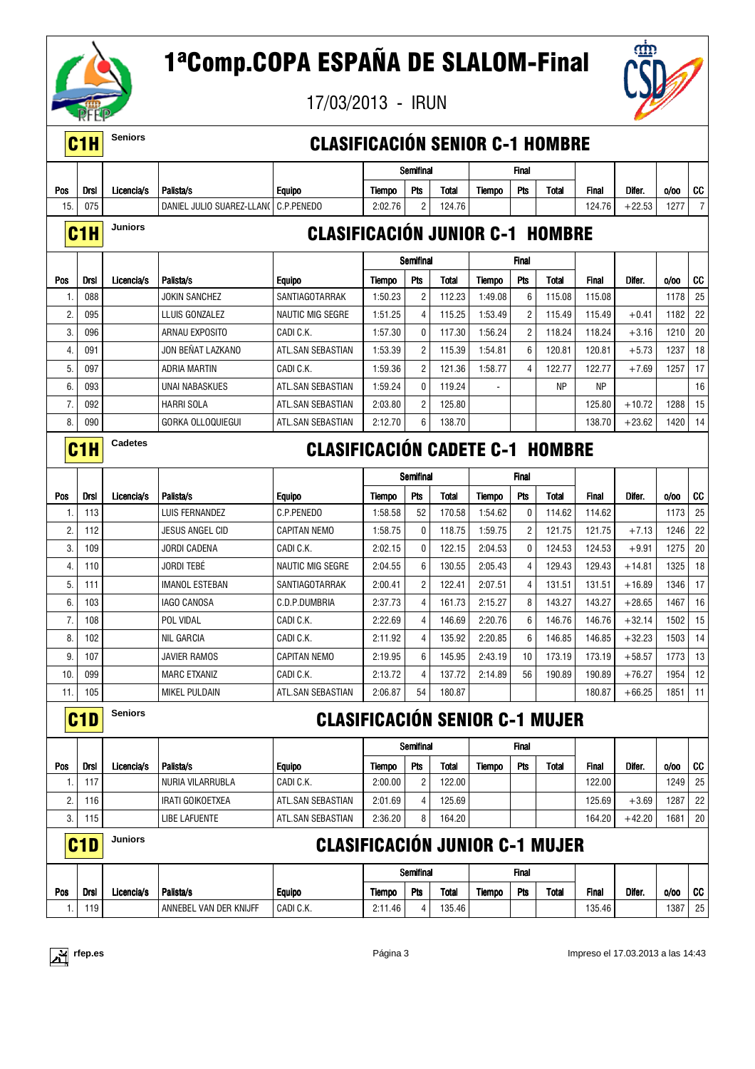# 1ªComp.COPA ESPAÑA DE SLALOM-Final

17/03/2013 - IRUN

## C1H Seniors — CLASIFICACIÓN SENIOR C-1 HOMBRE

| | | | | | Semifinal | | | Final | | | | | | |
|---|---|---|---|---|---|---|---|---|---|---|---|---|---|---|
| Pos | Drsl | Licencia/s | Palista/s | Equipo | Tiempo | Pts | Total | Tiempo | Pts | Total | Final | Difer. | o/oo | CC |
| 15. | 075 | | DANIEL JULIO SUAREZ-LLAN( | C.P.PENEDO | 2:02.76 | 2 | 124.76 | | | | 124.76 | +22.53 | 1277 | 7 |

## C1H Juniors — CLASIFICACIÓN JUNIOR C-1 HOMBRE

| | | | | | Semifinal | | | Final | | | | | | |
|---|---|---|---|---|---|---|---|---|---|---|---|---|---|---|
| Pos | Drsl | Licencia/s | Palista/s | Equipo | Tiempo | Pts | Total | Tiempo | Pts | Total | Final | Difer. | o/oo | CC |
| 1. | 088 | | JOKIN SANCHEZ | SANTIAGOTARRAK | 1:50.23 | 2 | 112.23 | 1:49.08 | 6 | 115.08 | 115.08 | | 1178 | 25 |
| 2. | 095 | | LLUIS GONZALEZ | NAUTIC MIG SEGRE | 1:51.25 | 4 | 115.25 | 1:53.49 | 2 | 115.49 | 115.49 | +0.41 | 1182 | 22 |
| 3. | 096 | | ARNAU EXPOSITO | CADI C.K. | 1:57.30 | 0 | 117.30 | 1:56.24 | 2 | 118.24 | 118.24 | +3.16 | 1210 | 20 |
| 4. | 091 | | JON BEÑAT LAZKANO | ATL.SAN SEBASTIAN | 1:53.39 | 2 | 115.39 | 1:54.81 | 6 | 120.81 | 120.81 | +5.73 | 1237 | 18 |
| 5. | 097 | | ADRIA MARTIN | CADI C.K. | 1:59.36 | 2 | 121.36 | 1:58.77 | 4 | 122.77 | 122.77 | +7.69 | 1257 | 17 |
| 6. | 093 | | UNAI NABASKUES | ATL.SAN SEBASTIAN | 1:59.24 | 0 | 119.24 | - | | NP | NP | | | 16 |
| 7. | 092 | | HARRI SOLA | ATL.SAN SEBASTIAN | 2:03.80 | 2 | 125.80 | | | | 125.80 | +10.72 | 1288 | 15 |
| 8. | 090 | | GORKA OLLOQUIEGUI | ATL.SAN SEBASTIAN | 2:12.70 | 6 | 138.70 | | | | 138.70 | +23.62 | 1420 | 14 |

## C1H Cadetes — CLASIFICACIÓN CADETE C-1 HOMBRE

| | | | | | Semifinal | | | Final | | | | | | |
|---|---|---|---|---|---|---|---|---|---|---|---|---|---|---|
| Pos | Drsl | Licencia/s | Palista/s | Equipo | Tiempo | Pts | Total | Tiempo | Pts | Total | Final | Difer. | o/oo | CC |
| 1. | 113 | | LUIS FERNANDEZ | C.P.PENEDO | 1:58.58 | 52 | 170.58 | 1:54.62 | 0 | 114.62 | 114.62 | | 1173 | 25 |
| 2. | 112 | | JESUS ANGEL CID | CAPITAN NEMO | 1:58.75 | 0 | 118.75 | 1:59.75 | 2 | 121.75 | 121.75 | +7.13 | 1246 | 22 |
| 3. | 109 | | JORDI CADENA | CADI C.K. | 2:02.15 | 0 | 122.15 | 2:04.53 | 0 | 124.53 | 124.53 | +9.91 | 1275 | 20 |
| 4. | 110 | | JORDI TEBÉ | NAUTIC MIG SEGRE | 2:04.55 | 6 | 130.55 | 2:05.43 | 4 | 129.43 | 129.43 | +14.81 | 1325 | 18 |
| 5. | 111 | | IMANOL ESTEBAN | SANTIAGOTARRAK | 2:00.41 | 2 | 122.41 | 2:07.51 | 4 | 131.51 | 131.51 | +16.89 | 1346 | 17 |
| 6. | 103 | | IAGO CANOSA | C.D.P.DUMBRIA | 2:37.73 | 4 | 161.73 | 2:15.27 | 8 | 143.27 | 143.27 | +28.65 | 1467 | 16 |
| 7. | 108 | | POL VIDAL | CADI C.K. | 2:22.69 | 4 | 146.69 | 2:20.76 | 6 | 146.76 | 146.76 | +32.14 | 1502 | 15 |
| 8. | 102 | | NIL GARCIA | CADI C.K. | 2:11.92 | 4 | 135.92 | 2:20.85 | 6 | 146.85 | 146.85 | +32.23 | 1503 | 14 |
| 9. | 107 | | JAVIER RAMOS | CAPITAN NEMO | 2:19.95 | 6 | 145.95 | 2:43.19 | 10 | 173.19 | 173.19 | +58.57 | 1773 | 13 |
| 10. | 099 | | MARC ETXANIZ | CADI C.K. | 2:13.72 | 4 | 137.72 | 2:14.89 | 56 | 190.89 | 190.89 | +76.27 | 1954 | 12 |
| 11. | 105 | | MIKEL PULDAIN | ATL.SAN SEBASTIAN | 2:06.87 | 54 | 180.87 | | | | 180.87 | +66.25 | 1851 | 11 |

## C1D Seniors — CLASIFICACIÓN SENIOR C-1 MUJER

| | | | | | Semifinal | | | Final | | | | | | |
|---|---|---|---|---|---|---|---|---|---|---|---|---|---|---|
| Pos | Drsl | Licencia/s | Palista/s | Equipo | Tiempo | Pts | Total | Tiempo | Pts | Total | Final | Difer. | o/oo | CC |
| 1. | 117 | | NURIA VILARRUBLA | CADI C.K. | 2:00.00 | 2 | 122.00 | | | | 122.00 | | 1249 | 25 |
| 2. | 116 | | IRATI GOIKOETXEA | ATL.SAN SEBASTIAN | 2:01.69 | 4 | 125.69 | | | | 125.69 | +3.69 | 1287 | 22 |
| 3. | 115 | | LIBE LAFUENTE | ATL.SAN SEBASTIAN | 2:36.20 | 8 | 164.20 | | | | 164.20 | +42.20 | 1681 | 20 |

## C1D Juniors — CLASIFICACIÓN JUNIOR C-1 MUJER

| | | | | | Semifinal | | | Final | | | | | | |
|---|---|---|---|---|---|---|---|---|---|---|---|---|---|---|
| Pos | Drsl | Licencia/s | Palista/s | Equipo | Tiempo | Pts | Total | Tiempo | Pts | Total | Final | Difer. | o/oo | CC |
| 1. | 119 | | ANNEBEL VAN DER KNIJFF | CADI C.K. | 2:11.46 | 4 | 135.46 | | | | 135.46 | | 1387 | 25 |

rfep.es — Impreso el 17.03.2013 a las 14:43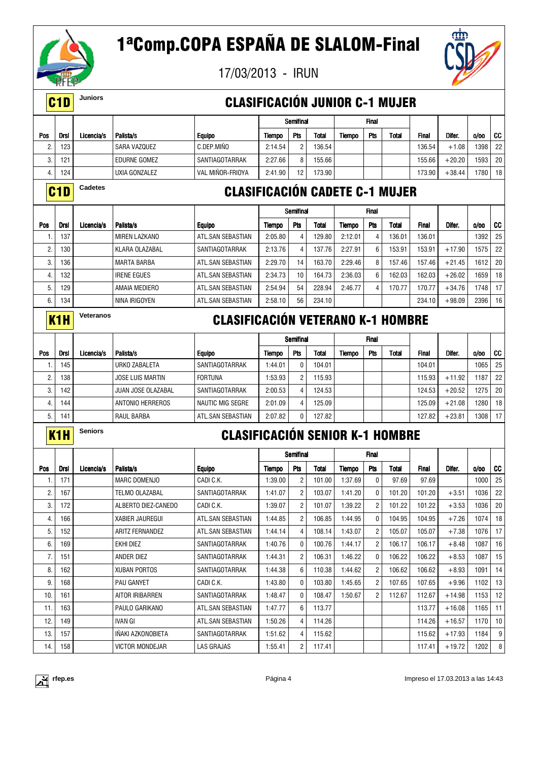# 1ªComp.COPA ESPAÑA DE SLALOM-Final

17/03/2013 - IRUN

## C1D Juniors — CLASIFICACIÓN JUNIOR C-1 MUJER

| | | | | | Semifinal | | | Final | | | | | | |
|---|---|---|---|---|---|---|---|---|---|---|---|---|---|---|
| Pos | Drsl | Licencia/s | Palista/s | Equipo | Tiempo | Pts | Total | Tiempo | Pts | Total | Final | Difer. | o/oo | CC |
| 2. | 123 | | SARA VAZQUEZ | C.DEP.MIÑO | 2:14.54 | 2 | 136.54 | | | | 136.54 | +1.08 | 1398 | 22 |
| 3. | 121 | | EDURNE GOMEZ | SANTIAGOTARRAK | 2:27.66 | 8 | 155.66 | | | | 155.66 | +20.20 | 1593 | 20 |
| 4. | 124 | | UXIA GONZALEZ | VAL MIÑOR-FRIOYA | 2:41.90 | 12 | 173.90 | | | | 173.90 | +38.44 | 1780 | 18 |

## C1D Cadetes — CLASIFICACIÓN CADETE C-1 MUJER

| | | | | | Semifinal | | | Final | | | | | | |
|---|---|---|---|---|---|---|---|---|---|---|---|---|---|---|
| Pos | Drsl | Licencia/s | Palista/s | Equipo | Tiempo | Pts | Total | Tiempo | Pts | Total | Final | Difer. | o/oo | CC |
| 1. | 137 | | MIREN LAZKANO | ATL.SAN SEBASTIAN | 2:05.80 | 4 | 129.80 | 2:12.01 | 4 | 136.01 | 136.01 | | 1392 | 25 |
| 2. | 130 | | KLARA OLAZABAL | SANTIAGOTARRAK | 2:13.76 | 4 | 137.76 | 2:27.91 | 6 | 153.91 | 153.91 | +17.90 | 1575 | 22 |
| 3. | 136 | | MARTA BARBA | ATL.SAN SEBASTIAN | 2:29.70 | 14 | 163.70 | 2:29.46 | 8 | 157.46 | 157.46 | +21.45 | 1612 | 20 |
| 4. | 132 | | IRENE EGUES | ATL.SAN SEBASTIAN | 2:34.73 | 10 | 164.73 | 2:36.03 | 6 | 162.03 | 162.03 | +26.02 | 1659 | 18 |
| 5. | 129 | | AMAIA MEDIERO | ATL.SAN SEBASTIAN | 2:54.94 | 54 | 228.94 | 2:46.77 | 4 | 170.77 | 170.77 | +34.76 | 1748 | 17 |
| 6. | 134 | | NINA IRIGOYEN | ATL.SAN SEBASTIAN | 2:58.10 | 56 | 234.10 | | | | 234.10 | +98.09 | 2396 | 16 |

## K1H Veteranos — CLASIFICACIÓN VETERANO K-1 HOMBRE

| | | | | | Semifinal | | | Final | | | | | | |
|---|---|---|---|---|---|---|---|---|---|---|---|---|---|---|
| Pos | Drsl | Licencia/s | Palista/s | Equipo | Tiempo | Pts | Total | Tiempo | Pts | Total | Final | Difer. | o/oo | CC |
| 1. | 145 | | URKO ZABALETA | SANTIAGOTARRAK | 1:44.01 | 0 | 104.01 | | | | 104.01 | | 1065 | 25 |
| 2. | 138 | | JOSE LUIS MARTIN | FORTUNA | 1:53.93 | 2 | 115.93 | | | | 115.93 | +11.92 | 1187 | 22 |
| 3. | 142 | | JUAN JOSE OLAZABAL | SANTIAGOTARRAK | 2:00.53 | 4 | 124.53 | | | | 124.53 | +20.52 | 1275 | 20 |
| 4. | 144 | | ANTONIO HERREROS | NAUTIC MIG SEGRE | 2:01.09 | 4 | 125.09 | | | | 125.09 | +21.08 | 1280 | 18 |
| 5. | 141 | | RAUL BARBA | ATL.SAN SEBASTIAN | 2:07.82 | 0 | 127.82 | | | | 127.82 | +23.81 | 1308 | 17 |

## K1H Seniors — CLASIFICACIÓN SENIOR K-1 HOMBRE

| | | | | | Semifinal | | | Final | | | | | | |
|---|---|---|---|---|---|---|---|---|---|---|---|---|---|---|
| Pos | Drsl | Licencia/s | Palista/s | Equipo | Tiempo | Pts | Total | Tiempo | Pts | Total | Final | Difer. | o/oo | CC |
| 1. | 171 | | MARC DOMENJO | CADI C.K. | 1:39.00 | 2 | 101.00 | 1:37.69 | 0 | 97.69 | 97.69 | | 1000 | 25 |
| 2. | 167 | | TELMO OLAZABAL | SANTIAGOTARRAK | 1:41.07 | 2 | 103.07 | 1:41.20 | 0 | 101.20 | 101.20 | +3.51 | 1036 | 22 |
| 3. | 172 | | ALBERTO DIEZ-CANEDO | CADI C.K. | 1:39.07 | 2 | 101.07 | 1:39.22 | 2 | 101.22 | 101.22 | +3.53 | 1036 | 20 |
| 4. | 166 | | XABIER JAUREGUI | ATL.SAN SEBASTIAN | 1:44.85 | 2 | 106.85 | 1:44.95 | 0 | 104.95 | 104.95 | +7.26 | 1074 | 18 |
| 5. | 152 | | ARITZ FERNANDEZ | ATL.SAN SEBASTIAN | 1:44.14 | 4 | 108.14 | 1:43.07 | 2 | 105.07 | 105.07 | +7.38 | 1076 | 17 |
| 6. | 169 | | EKHI DIEZ | SANTIAGOTARRAK | 1:40.76 | 0 | 100.76 | 1:44.17 | 2 | 106.17 | 106.17 | +8.48 | 1087 | 16 |
| 7. | 151 | | ANDER DIEZ | SANTIAGOTARRAK | 1:44.31 | 2 | 106.31 | 1:46.22 | 0 | 106.22 | 106.22 | +8.53 | 1087 | 15 |
| 8. | 162 | | XUBAN PORTOS | SANTIAGOTARRAK | 1:44.38 | 6 | 110.38 | 1:44.62 | 2 | 106.62 | 106.62 | +8.93 | 1091 | 14 |
| 9. | 168 | | PAU GANYET | CADI C.K. | 1:43.80 | 0 | 103.80 | 1:45.65 | 2 | 107.65 | 107.65 | +9.96 | 1102 | 13 |
| 10. | 161 | | AITOR IRIBARREN | SANTIAGOTARRAK | 1:48.47 | 0 | 108.47 | 1:50.67 | 2 | 112.67 | 112.67 | +14.98 | 1153 | 12 |
| 11. | 163 | | PAULO GARIKANO | ATL.SAN SEBASTIAN | 1:47.77 | 6 | 113.77 | | | | 113.77 | +16.08 | 1165 | 11 |
| 12. | 149 | | IVAN GI | ATL.SAN SEBASTIAN | 1:50.26 | 4 | 114.26 | | | | 114.26 | +16.57 | 1170 | 10 |
| 13. | 157 | | IÑAKI AZKONOBIETA | SANTIAGOTARRAK | 1:51.62 | 4 | 115.62 | | | | 115.62 | +17.93 | 1184 | 9 |
| 14. | 158 | | VICTOR MONDEJAR | LAS GRAJAS | 1:55.41 | 2 | 117.41 | | | | 117.41 | +19.72 | 1202 | 8 |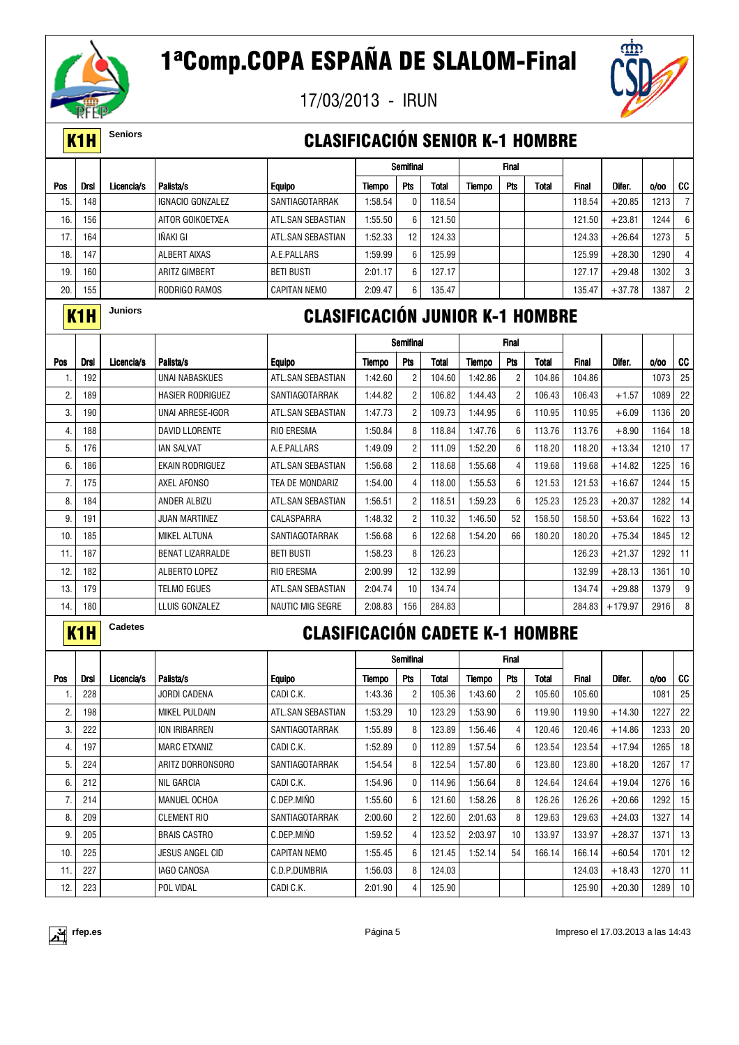# 1ªComp.COPA ESPAÑA DE SLALOM-Final

17/03/2013 - IRUN

## K1H Seniors — CLASIFICACIÓN SENIOR K-1 HOMBRE

| Pos | Drsl | Licencia/s | Palista/s | Equipo | Semifinal Tiempo | Semifinal Pts | Semifinal Total | Final Tiempo | Final Pts | Final Total | Final | Difer. | o/oo | CC |
|---|---|---|---|---|---|---|---|---|---|---|---|---|---|---|
| 15. | 148 | | IGNACIO GONZALEZ | SANTIAGOTARRAK | 1:58.54 | 0 | 118.54 | | | | 118.54 | +20.85 | 1213 | 7 |
| 16. | 156 | | AITOR GOIKOETXEA | ATL.SAN SEBASTIAN | 1:55.50 | 6 | 121.50 | | | | 121.50 | +23.81 | 1244 | 6 |
| 17. | 164 | | IÑAKI GI | ATL.SAN SEBASTIAN | 1:52.33 | 12 | 124.33 | | | | 124.33 | +26.64 | 1273 | 5 |
| 18. | 147 | | ALBERT AIXAS | A.E.PALLARS | 1:59.99 | 6 | 125.99 | | | | 125.99 | +28.30 | 1290 | 4 |
| 19. | 160 | | ARITZ GIMBERT | BETI BUSTI | 2:01.17 | 6 | 127.17 | | | | 127.17 | +29.48 | 1302 | 3 |
| 20. | 155 | | RODRIGO RAMOS | CAPITAN NEMO | 2:09.47 | 6 | 135.47 | | | | 135.47 | +37.78 | 1387 | 2 |

## K1H Juniors — CLASIFICACIÓN JUNIOR K-1 HOMBRE

| Pos | Drsl | Licencia/s | Palista/s | Equipo | Semifinal Tiempo | Semifinal Pts | Semifinal Total | Final Tiempo | Final Pts | Final Total | Final | Difer. | o/oo | CC |
|---|---|---|---|---|---|---|---|---|---|---|---|---|---|---|
| 1. | 192 | | UNAI NABASKUES | ATL.SAN SEBASTIAN | 1:42.60 | 2 | 104.60 | 1:42.86 | 2 | 104.86 | 104.86 | | 1073 | 25 |
| 2. | 189 | | HASIER RODRIGUEZ | SANTIAGOTARRAK | 1:44.82 | 2 | 106.82 | 1:44.43 | 2 | 106.43 | 106.43 | +1.57 | 1089 | 22 |
| 3. | 190 | | UNAI ARRESE-IGOR | ATL.SAN SEBASTIAN | 1:47.73 | 2 | 109.73 | 1:44.95 | 6 | 110.95 | 110.95 | +6.09 | 1136 | 20 |
| 4. | 188 | | DAVID LLORENTE | RIO ERESMA | 1:50.84 | 8 | 118.84 | 1:47.76 | 6 | 113.76 | 113.76 | +8.90 | 1164 | 18 |
| 5. | 176 | | IAN SALVAT | A.E.PALLARS | 1:49.09 | 2 | 111.09 | 1:52.20 | 6 | 118.20 | 118.20 | +13.34 | 1210 | 17 |
| 6. | 186 | | EKAIN RODRIGUEZ | ATL.SAN SEBASTIAN | 1:56.68 | 2 | 118.68 | 1:55.68 | 4 | 119.68 | 119.68 | +14.82 | 1225 | 16 |
| 7. | 175 | | AXEL AFONSO | TEA DE MONDARIZ | 1:54.00 | 4 | 118.00 | 1:55.53 | 6 | 121.53 | 121.53 | +16.67 | 1244 | 15 |
| 8. | 184 | | ANDER ALBIZU | ATL.SAN SEBASTIAN | 1:56.51 | 2 | 118.51 | 1:59.23 | 6 | 125.23 | 125.23 | +20.37 | 1282 | 14 |
| 9. | 191 | | JUAN MARTINEZ | CALASPARRA | 1:48.32 | 2 | 110.32 | 1:46.50 | 52 | 158.50 | 158.50 | +53.64 | 1622 | 13 |
| 10. | 185 | | MIKEL ALTUNA | SANTIAGOTARRAK | 1:56.68 | 6 | 122.68 | 1:54.20 | 66 | 180.20 | 180.20 | +75.34 | 1845 | 12 |
| 11. | 187 | | BENAT LIZARRALDE | BETI BUSTI | 1:58.23 | 8 | 126.23 | | | | 126.23 | +21.37 | 1292 | 11 |
| 12. | 182 | | ALBERTO LOPEZ | RIO ERESMA | 2:00.99 | 12 | 132.99 | | | | 132.99 | +28.13 | 1361 | 10 |
| 13. | 179 | | TELMO EGUES | ATL.SAN SEBASTIAN | 2:04.74 | 10 | 134.74 | | | | 134.74 | +29.88 | 1379 | 9 |
| 14. | 180 | | LLUIS GONZALEZ | NAUTIC MIG SEGRE | 2:08.83 | 156 | 284.83 | | | | 284.83 | +179.97 | 2916 | 8 |

## K1H Cadetes — CLASIFICACIÓN CADETE K-1 HOMBRE

| Pos | Drsl | Licencia/s | Palista/s | Equipo | Semifinal Tiempo | Semifinal Pts | Semifinal Total | Final Tiempo | Final Pts | Final Total | Final | Difer. | o/oo | CC |
|---|---|---|---|---|---|---|---|---|---|---|---|---|---|---|
| 1. | 228 | | JORDI CADENA | CADI C.K. | 1:43.36 | 2 | 105.36 | 1:43.60 | 2 | 105.60 | 105.60 | | 1081 | 25 |
| 2. | 198 | | MIKEL PULDAIN | ATL.SAN SEBASTIAN | 1:53.29 | 10 | 123.29 | 1:53.90 | 6 | 119.90 | 119.90 | +14.30 | 1227 | 22 |
| 3. | 222 | | ION IRIBARREN | SANTIAGOTARRAK | 1:55.89 | 8 | 123.89 | 1:56.46 | 4 | 120.46 | 120.46 | +14.86 | 1233 | 20 |
| 4. | 197 | | MARC ETXANIZ | CADI C.K. | 1:52.89 | 0 | 112.89 | 1:57.54 | 6 | 123.54 | 123.54 | +17.94 | 1265 | 18 |
| 5. | 224 | | ARITZ DORRONSORO | SANTIAGOTARRAK | 1:54.54 | 8 | 122.54 | 1:57.80 | 6 | 123.80 | 123.80 | +18.20 | 1267 | 17 |
| 6. | 212 | | NIL GARCIA | CADI C.K. | 1:54.96 | 0 | 114.96 | 1:56.64 | 8 | 124.64 | 124.64 | +19.04 | 1276 | 16 |
| 7. | 214 | | MANUEL OCHOA | C.DEP.MIÑO | 1:55.60 | 6 | 121.60 | 1:58.26 | 8 | 126.26 | 126.26 | +20.66 | 1292 | 15 |
| 8. | 209 | | CLEMENT RIO | SANTIAGOTARRAK | 2:00.60 | 2 | 122.60 | 2:01.63 | 8 | 129.63 | 129.63 | +24.03 | 1327 | 14 |
| 9. | 205 | | BRAIS CASTRO | C.DEP.MIÑO | 1:59.52 | 4 | 123.52 | 2:03.97 | 10 | 133.97 | 133.97 | +28.37 | 1371 | 13 |
| 10. | 225 | | JESUS ANGEL CID | CAPITAN NEMO | 1:55.45 | 6 | 121.45 | 1:52.14 | 54 | 166.14 | 166.14 | +60.54 | 1701 | 12 |
| 11. | 227 | | IAGO CANOSA | C.D.P.DUMBRIA | 1:56.03 | 8 | 124.03 | | | | 124.03 | +18.43 | 1270 | 11 |
| 12. | 223 | | POL VIDAL | CADI C.K. | 2:01.90 | 4 | 125.90 | | | | 125.90 | +20.30 | 1289 | 10 |

rfep.es — Impreso el 17.03.2013 a las 14:43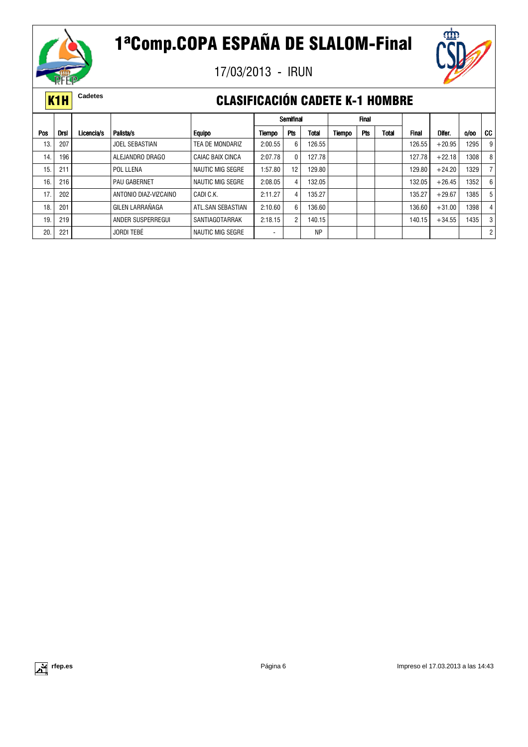# 1ªComp.COPA ESPAÑA DE SLALOM-Final

17/03/2013 - IRUN

**K1H** Cadetes

## CLASIFICACIÓN CADETE K-1 HOMBRE

| | | | | | Semifinal | | | Final | | | | | | |
|---|---|---|---|---|---|---|---|---|---|---|---|---|---|---|
| Pos | Drsl | Licencia/s | Palista/s | Equipo | Tiempo | Pts | Total | Tiempo | Pts | Total | Final | Difer. | o/oo | CC |
| 13. | 207 | | JOEL SEBASTIAN | TEA DE MONDARIZ | 2:00.55 | 6 | 126.55 | | | | 126.55 | +20.95 | 1295 | 9 |
| 14. | 196 | | ALEJANDRO DRAGO | CAIAC BAIX CINCA | 2:07.78 | 0 | 127.78 | | | | 127.78 | +22.18 | 1308 | 8 |
| 15. | 211 | | POL LLENA | NAUTIC MIG SEGRE | 1:57.80 | 12 | 129.80 | | | | 129.80 | +24.20 | 1329 | 7 |
| 16. | 216 | | PAU GABERNET | NAUTIC MIG SEGRE | 2:08.05 | 4 | 132.05 | | | | 132.05 | +26.45 | 1352 | 6 |
| 17. | 202 | | ANTONIO DIAZ-VIZCAINO | CADI C.K. | 2:11.27 | 4 | 135.27 | | | | 135.27 | +29.67 | 1385 | 5 |
| 18. | 201 | | GILEN LARRAÑAGA | ATL.SAN SEBASTIAN | 2:10.60 | 6 | 136.60 | | | | 136.60 | +31.00 | 1398 | 4 |
| 19. | 219 | | ANDER SUSPERREGUI | SANTIAGOTARRAK | 2:18.15 | 2 | 140.15 | | | | 140.15 | +34.55 | 1435 | 3 |
| 20. | 221 | | JORDI TEBÉ | NAUTIC MIG SEGRE | - | | NP | | | | | | | 2 |

rfep.es

Impreso el 17.03.2013 a las 14:43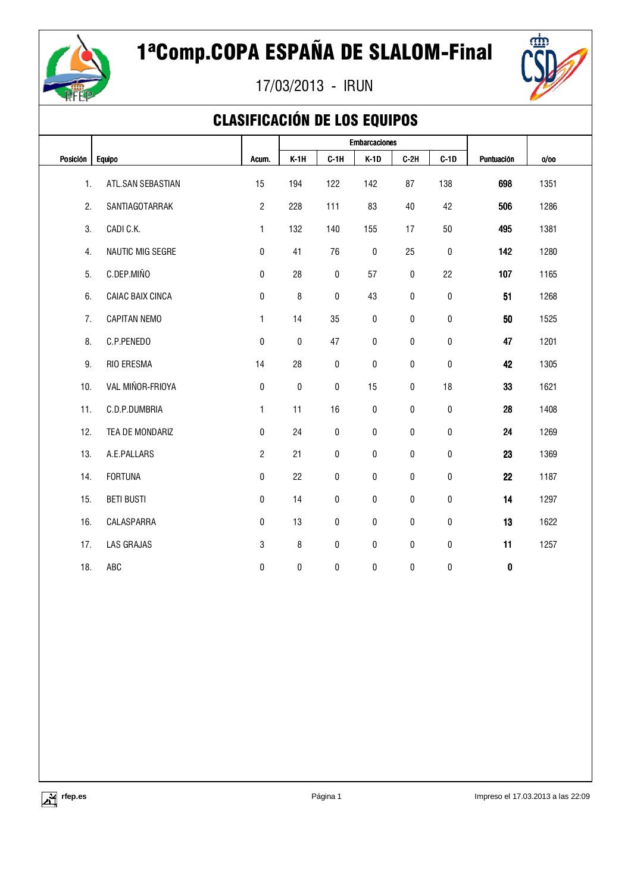# 1ªComp.COPA ESPAÑA DE SLALOM-Final

17/03/2013 - IRUN

## CLASIFICACIÓN DE LOS EQUIPOS

| Posición | Equipo | Acum. | Embarcaciones | | | | | Puntuación | o/oo |
|---|---|---|---|---|---|---|---|---|---|
| | | | K-1H | C-1H | K-1D | C-2H | C-1D | | |
| 1. | ATL.SAN SEBASTIAN | 15 | 194 | 122 | 142 | 87 | 138 | **698** | 1351 |
| 2. | SANTIAGOTARRAK | 2 | 228 | 111 | 83 | 40 | 42 | **506** | 1286 |
| 3. | CADI C.K. | 1 | 132 | 140 | 155 | 17 | 50 | **495** | 1381 |
| 4. | NAUTIC MIG SEGRE | 0 | 41 | 76 | 0 | 25 | 0 | **142** | 1280 |
| 5. | C.DEP.MIÑO | 0 | 28 | 0 | 57 | 0 | 22 | **107** | 1165 |
| 6. | CAIAC BAIX CINCA | 0 | 8 | 0 | 43 | 0 | 0 | **51** | 1268 |
| 7. | CAPITAN NEMO | 1 | 14 | 35 | 0 | 0 | 0 | **50** | 1525 |
| 8. | C.P.PENEDO | 0 | 0 | 47 | 0 | 0 | 0 | **47** | 1201 |
| 9. | RIO ERESMA | 14 | 28 | 0 | 0 | 0 | 0 | **42** | 1305 |
| 10. | VAL MIÑOR-FRIOYA | 0 | 0 | 0 | 15 | 0 | 18 | **33** | 1621 |
| 11. | C.D.P.DUMBRIA | 1 | 11 | 16 | 0 | 0 | 0 | **28** | 1408 |
| 12. | TEA DE MONDARIZ | 0 | 24 | 0 | 0 | 0 | 0 | **24** | 1269 |
| 13. | A.E.PALLARS | 2 | 21 | 0 | 0 | 0 | 0 | **23** | 1369 |
| 14. | FORTUNA | 0 | 22 | 0 | 0 | 0 | 0 | **22** | 1187 |
| 15. | BETI BUSTI | 0 | 14 | 0 | 0 | 0 | 0 | **14** | 1297 |
| 16. | CALASPARRA | 0 | 13 | 0 | 0 | 0 | 0 | **13** | 1622 |
| 17. | LAS GRAJAS | 3 | 8 | 0 | 0 | 0 | 0 | **11** | 1257 |
| 18. | ABC | 0 | 0 | 0 | 0 | 0 | 0 | **0** | |

rfep.es | Página 1 | Impreso el 17.03.2013 a las 22:09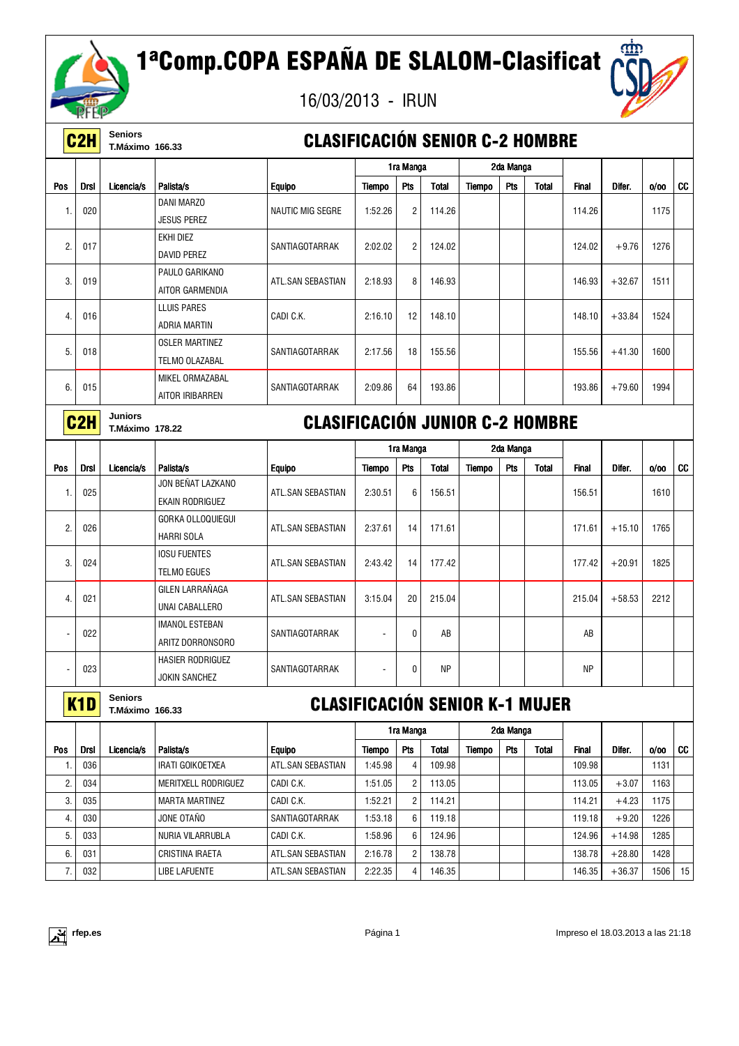# 1ªComp.COPA ESPAÑA DE SLALOM-Clasificat

16/03/2013 - IRUN

## C2H — Seniors — T.Máximo 166.33

### CLASIFICACIÓN SENIOR C-2 HOMBRE

| Pos | Drsl | Licencia/s | Palista/s | Equipo | 1ra Manga Tiempo | Pts | Total | 2da Manga Tiempo | Pts | Total | Final | Difer. | o/oo | CC |
|---|---|---|---|---|---|---|---|---|---|---|---|---|---|---|
| 1. | 020 | | DANI MARZO<br>JESUS PEREZ | NAUTIC MIG SEGRE | 1:52.26 | 2 | 114.26 | | | | 114.26 | | 1175 | |
| 2. | 017 | | EKHI DIEZ<br>DAVID PEREZ | SANTIAGOTARRAK | 2:02.02 | 2 | 124.02 | | | | 124.02 | +9.76 | 1276 | |
| 3. | 019 | | PAULO GARIKANO<br>AITOR GARMENDIA | ATL.SAN SEBASTIAN | 2:18.93 | 8 | 146.93 | | | | 146.93 | +32.67 | 1511 | |
| 4. | 016 | | LLUIS PARES<br>ADRIA MARTIN | CADI C.K. | 2:16.10 | 12 | 148.10 | | | | 148.10 | +33.84 | 1524 | |
| 5. | 018 | | OSLER MARTINEZ<br>TELMO OLAZABAL | SANTIAGOTARRAK | 2:17.56 | 18 | 155.56 | | | | 155.56 | +41.30 | 1600 | |
| 6. | 015 | | MIKEL ORMAZABAL<br>AITOR IRIBARREN | SANTIAGOTARRAK | 2:09.86 | 64 | 193.86 | | | | 193.86 | +79.60 | 1994 | |

## C2H — Juniors — T.Máximo 178.22

### CLASIFICACIÓN JUNIOR C-2 HOMBRE

| Pos | Drsl | Licencia/s | Palista/s | Equipo | 1ra Manga Tiempo | Pts | Total | 2da Manga Tiempo | Pts | Total | Final | Difer. | o/oo | CC |
|---|---|---|---|---|---|---|---|---|---|---|---|---|---|---|
| 1. | 025 | | JON BEÑAT LAZKANO<br>EKAIN RODRIGUEZ | ATL.SAN SEBASTIAN | 2:30.51 | 6 | 156.51 | | | | 156.51 | | 1610 | |
| 2. | 026 | | GORKA OLLOQUIEGUI<br>HARRI SOLA | ATL.SAN SEBASTIAN | 2:37.61 | 14 | 171.61 | | | | 171.61 | +15.10 | 1765 | |
| 3. | 024 | | IOSU FUENTES<br>TELMO EGUES | ATL.SAN SEBASTIAN | 2:43.42 | 14 | 177.42 | | | | 177.42 | +20.91 | 1825 | |
| 4. | 021 | | GILEN LARRAÑAGA<br>UNAI CABALLERO | ATL.SAN SEBASTIAN | 3:15.04 | 20 | 215.04 | | | | 215.04 | +58.53 | 2212 | |
| - | 022 | | IMANOL ESTEBAN<br>ARITZ DORRONSORO | SANTIAGOTARRAK | - | 0 | AB | | | | AB | | | |
| - | 023 | | HASIER RODRIGUEZ<br>JOKIN SANCHEZ | SANTIAGOTARRAK | - | 0 | NP | | | | NP | | | |

## K1D — Seniors — T.Máximo 166.33

### CLASIFICACIÓN SENIOR K-1 MUJER

| Pos | Drsl | Licencia/s | Palista/s | Equipo | 1ra Manga Tiempo | Pts | Total | 2da Manga Tiempo | Pts | Total | Final | Difer. | o/oo | CC |
|---|---|---|---|---|---|---|---|---|---|---|---|---|---|---|
| 1. | 036 | | IRATI GOIKOETXEA | ATL.SAN SEBASTIAN | 1:45.98 | 4 | 109.98 | | | | 109.98 | | 1131 | |
| 2. | 034 | | MERITXELL RODRIGUEZ | CADI C.K. | 1:51.05 | 2 | 113.05 | | | | 113.05 | +3.07 | 1163 | |
| 3. | 035 | | MARTA MARTINEZ | CADI C.K. | 1:52.21 | 2 | 114.21 | | | | 114.21 | +4.23 | 1175 | |
| 4. | 030 | | JONE OTAÑO | SANTIAGOTARRAK | 1:53.18 | 6 | 119.18 | | | | 119.18 | +9.20 | 1226 | |
| 5. | 033 | | NURIA VILARRUBLA | CADI C.K. | 1:58.96 | 6 | 124.96 | | | | 124.96 | +14.98 | 1285 | |
| 6. | 031 | | CRISTINA IRAETA | ATL.SAN SEBASTIAN | 2:16.78 | 2 | 138.78 | | | | 138.78 | +28.80 | 1428 | |
| 7. | 032 | | LIBE LAFUENTE | ATL.SAN SEBASTIAN | 2:22.35 | 4 | 146.35 | | | | 146.35 | +36.37 | 1506 | 15 |

rfep.es — Impreso el 18.03.2013 a las 21:18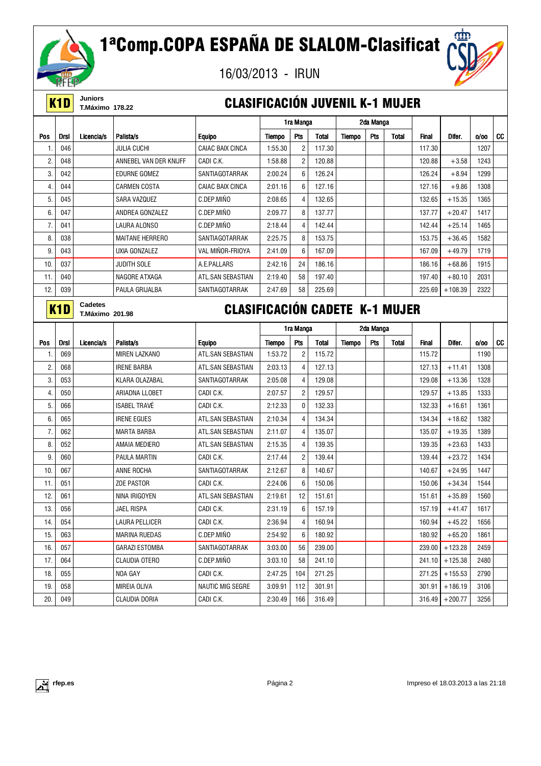# 1ªComp.COPA ESPAÑA DE SLALOM-Clasificat

16/03/2013 - IRUN

**K1D** Juniors T.Máximo 178.22

## CLASIFICACIÓN JUVENIL K-1 MUJER

| | | | | | 1ra Manga | | | 2da Manga | | | | | | |
|---|---|---|---|---|---|---|---|---|---|---|---|---|---|---|
| Pos | Drsl | Licencia/s | Palista/s | Equipo | Tiempo | Pts | Total | Tiempo | Pts | Total | Final | Difer. | o/oo | CC |
| 1. | 046 | | JULIA CUCHI | CAIAC BAIX CINCA | 1:55.30 | 2 | 117.30 | | | | 117.30 | | 1207 | |
| 2. | 048 | | ANNEBEL VAN DER KNIJFF | CADI C.K. | 1:58.88 | 2 | 120.88 | | | | 120.88 | +3.58 | 1243 | |
| 3. | 042 | | EDURNE GOMEZ | SANTIAGOTARRAK | 2:00.24 | 6 | 126.24 | | | | 126.24 | +8.94 | 1299 | |
| 4. | 044 | | CARMEN COSTA | CAIAC BAIX CINCA | 2:01.16 | 6 | 127.16 | | | | 127.16 | +9.86 | 1308 | |
| 5. | 045 | | SARA VAZQUEZ | C.DEP.MIÑO | 2:08.65 | 4 | 132.65 | | | | 132.65 | +15.35 | 1365 | |
| 6. | 047 | | ANDREA GONZALEZ | C.DEP.MIÑO | 2:09.77 | 8 | 137.77 | | | | 137.77 | +20.47 | 1417 | |
| 7. | 041 | | LAURA ALONSO | C.DEP.MIÑO | 2:18.44 | 4 | 142.44 | | | | 142.44 | +25.14 | 1465 | |
| 8. | 038 | | MAITANE HERRERO | SANTIAGOTARRAK | 2:25.75 | 8 | 153.75 | | | | 153.75 | +36.45 | 1582 | |
| 9. | 043 | | UXIA GONZALEZ | VAL MIÑOR-FRIOYA | 2:41.09 | 6 | 167.09 | | | | 167.09 | +49.79 | 1719 | |
| 10. | 037 | | JUDITH SOLE | A.E.PALLARS | 2:42.16 | 24 | 186.16 | | | | 186.16 | +68.86 | 1915 | |
| 11. | 040 | | NAGORE ATXAGA | ATL.SAN SEBASTIAN | 2:19.40 | 58 | 197.40 | | | | 197.40 | +80.10 | 2031 | |
| 12. | 039 | | PAULA GRIJALBA | SANTIAGOTARRAK | 2:47.69 | 58 | 225.69 | | | | 225.69 | +108.39 | 2322 | |

**K1D** Cadetes T.Máximo 201.98

## CLASIFICACIÓN CADETE K-1 MUJER

| | | | | | 1ra Manga | | | 2da Manga | | | | | | |
|---|---|---|---|---|---|---|---|---|---|---|---|---|---|---|
| Pos | Drsl | Licencia/s | Palista/s | Equipo | Tiempo | Pts | Total | Tiempo | Pts | Total | Final | Difer. | o/oo | CC |
| 1. | 069 | | MIREN LAZKANO | ATL.SAN SEBASTIAN | 1:53.72 | 2 | 115.72 | | | | 115.72 | | 1190 | |
| 2. | 068 | | IRENE BARBA | ATL.SAN SEBASTIAN | 2:03.13 | 4 | 127.13 | | | | 127.13 | +11.41 | 1308 | |
| 3. | 053 | | KLARA OLAZABAL | SANTIAGOTARRAK | 2:05.08 | 4 | 129.08 | | | | 129.08 | +13.36 | 1328 | |
| 4. | 050 | | ARIADNA LLOBET | CADI C.K. | 2:07.57 | 2 | 129.57 | | | | 129.57 | +13.85 | 1333 | |
| 5. | 066 | | ISABEL TRAVÉ | CADI C.K. | 2:12.33 | 0 | 132.33 | | | | 132.33 | +16.61 | 1361 | |
| 6. | 065 | | IRENE EGUES | ATL.SAN SEBASTIAN | 2:10.34 | 4 | 134.34 | | | | 134.34 | +18.62 | 1382 | |
| 7. | 062 | | MARTA BARBA | ATL.SAN SEBASTIAN | 2:11.07 | 4 | 135.07 | | | | 135.07 | +19.35 | 1389 | |
| 8. | 052 | | AMAIA MEDIERO | ATL.SAN SEBASTIAN | 2:15.35 | 4 | 139.35 | | | | 139.35 | +23.63 | 1433 | |
| 9. | 060 | | PAULA MARTIN | CADI C.K. | 2:17.44 | 2 | 139.44 | | | | 139.44 | +23.72 | 1434 | |
| 10. | 067 | | ANNE ROCHA | SANTIAGOTARRAK | 2:12.67 | 8 | 140.67 | | | | 140.67 | +24.95 | 1447 | |
| 11. | 051 | | ZOE PASTOR | CADI C.K. | 2:24.06 | 6 | 150.06 | | | | 150.06 | +34.34 | 1544 | |
| 12. | 061 | | NINA IRIGOYEN | ATL.SAN SEBASTIAN | 2:19.61 | 12 | 151.61 | | | | 151.61 | +35.89 | 1560 | |
| 13. | 056 | | JAEL RISPA | CADI C.K. | 2:31.19 | 6 | 157.19 | | | | 157.19 | +41.47 | 1617 | |
| 14. | 054 | | LAURA PELLICER | CADI C.K. | 2:36.94 | 4 | 160.94 | | | | 160.94 | +45.22 | 1656 | |
| 15. | 063 | | MARINA RUEDAS | C.DEP.MIÑO | 2:54.92 | 6 | 180.92 | | | | 180.92 | +65.20 | 1861 | |
| 16. | 057 | | GARAZI ESTOMBA | SANTIAGOTARRAK | 3:03.00 | 56 | 239.00 | | | | 239.00 | +123.28 | 2459 | |
| 17. | 064 | | CLAUDIA OTERO | C.DEP.MIÑO | 3:03.10 | 58 | 241.10 | | | | 241.10 | +125.38 | 2480 | |
| 18. | 055 | | NOA GAY | CADI C.K. | 2:47.25 | 104 | 271.25 | | | | 271.25 | +155.53 | 2790 | |
| 19. | 058 | | MIREIA OLIVA | NAUTIC MIG SEGRE | 3:09.91 | 112 | 301.91 | | | | 301.91 | +186.19 | 3106 | |
| 20. | 049 | | CLAUDIA DORIA | CADI C.K. | 2:30.49 | 166 | 316.49 | | | | 316.49 | +200.77 | 3256 | |

rfep.es — Impreso el 18.03.2013 a las 21:18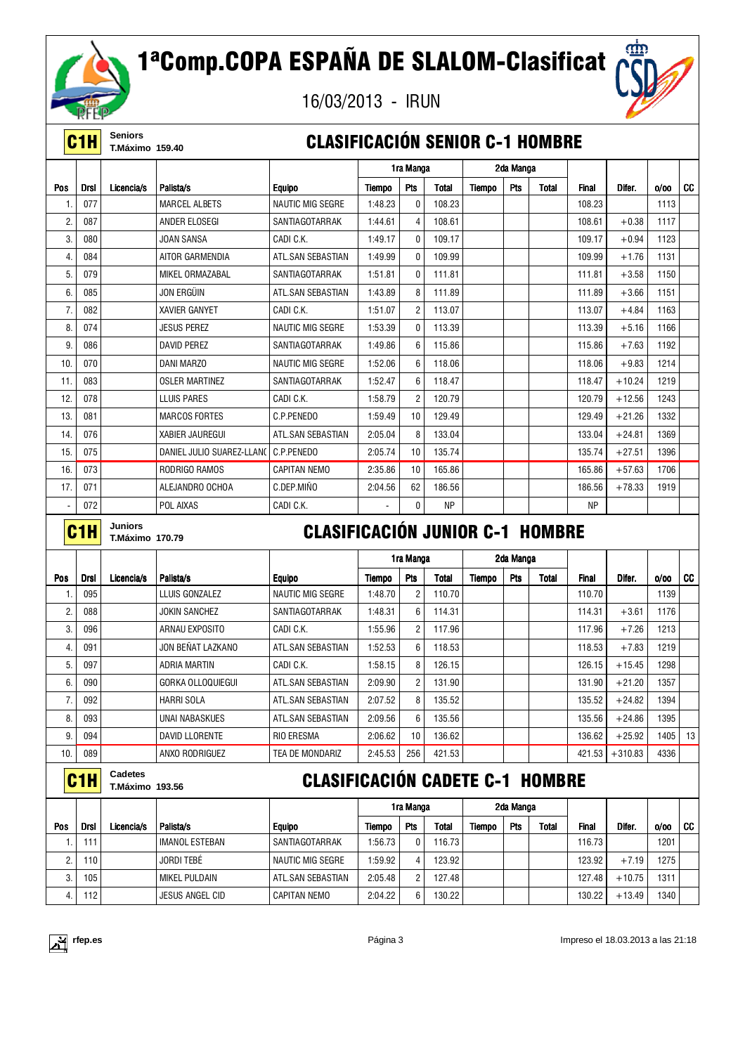# 1ªComp.COPA ESPAÑA DE SLALOM-Clasificat

16/03/2013 - IRUN

**C1H** Seniors T.Máximo 159.40

## CLASIFICACIÓN SENIOR C-1 HOMBRE

| Pos | Drsl | Licencia/s | Palista/s | Equipo | 1ra Manga Tiempo | 1ra Manga Pts | 1ra Manga Total | 2da Manga Tiempo | 2da Manga Pts | 2da Manga Total | Final | Difer. | o/oo | CC |
|---|---|---|---|---|---|---|---|---|---|---|---|---|---|---|
| 1. | 077 | | MARCEL ALBETS | NAUTIC MIG SEGRE | 1:48.23 | 0 | 108.23 | | | | 108.23 | | 1113 | |
| 2. | 087 | | ANDER ELOSEGI | SANTIAGOTARRAK | 1:44.61 | 4 | 108.61 | | | | 108.61 | +0.38 | 1117 | |
| 3. | 080 | | JOAN SANSA | CADI C.K. | 1:49.17 | 0 | 109.17 | | | | 109.17 | +0.94 | 1123 | |
| 4. | 084 | | AITOR GARMENDIA | ATL.SAN SEBASTIAN | 1:49.99 | 0 | 109.99 | | | | 109.99 | +1.76 | 1131 | |
| 5. | 079 | | MIKEL ORMAZABAL | SANTIAGOTARRAK | 1:51.81 | 0 | 111.81 | | | | 111.81 | +3.58 | 1150 | |
| 6. | 085 | | JON ERGÜIN | ATL.SAN SEBASTIAN | 1:43.89 | 8 | 111.89 | | | | 111.89 | +3.66 | 1151 | |
| 7. | 082 | | XAVIER GANYET | CADI C.K. | 1:51.07 | 2 | 113.07 | | | | 113.07 | +4.84 | 1163 | |
| 8. | 074 | | JESUS PEREZ | NAUTIC MIG SEGRE | 1:53.39 | 0 | 113.39 | | | | 113.39 | +5.16 | 1166 | |
| 9. | 086 | | DAVID PEREZ | SANTIAGOTARRAK | 1:49.86 | 6 | 115.86 | | | | 115.86 | +7.63 | 1192 | |
| 10. | 070 | | DANI MARZO | NAUTIC MIG SEGRE | 1:52.06 | 6 | 118.06 | | | | 118.06 | +9.83 | 1214 | |
| 11. | 083 | | OSLER MARTINEZ | SANTIAGOTARRAK | 1:52.47 | 6 | 118.47 | | | | 118.47 | +10.24 | 1219 | |
| 12. | 078 | | LLUIS PARES | CADI C.K. | 1:58.79 | 2 | 120.79 | | | | 120.79 | +12.56 | 1243 | |
| 13. | 081 | | MARCOS FORTES | C.P.PENEDO | 1:59.49 | 10 | 129.49 | | | | 129.49 | +21.26 | 1332 | |
| 14. | 076 | | XABIER JAUREGUI | ATL.SAN SEBASTIAN | 2:05.04 | 8 | 133.04 | | | | 133.04 | +24.81 | 1369 | |
| 15. | 075 | | DANIEL JULIO SUAREZ-LLANO | C.P.PENEDO | 2:05.74 | 10 | 135.74 | | | | 135.74 | +27.51 | 1396 | |
| 16. | 073 | | RODRIGO RAMOS | CAPITAN NEMO | 2:35.86 | 10 | 165.86 | | | | 165.86 | +57.63 | 1706 | |
| 17. | 071 | | ALEJANDRO OCHOA | C.DEP.MIÑO | 2:04.56 | 62 | 186.56 | | | | 186.56 | +78.33 | 1919 | |
| - | 072 | | POL AIXAS | CADI C.K. | - | 0 | NP | | | | NP | | | |

**C1H** Juniors T.Máximo 170.79

## CLASIFICACIÓN JUNIOR C-1 HOMBRE

| Pos | Drsl | Licencia/s | Palista/s | Equipo | 1ra Manga Tiempo | 1ra Manga Pts | 1ra Manga Total | 2da Manga Tiempo | 2da Manga Pts | 2da Manga Total | Final | Difer. | o/oo | CC |
|---|---|---|---|---|---|---|---|---|---|---|---|---|---|---|
| 1. | 095 | | LLUIS GONZALEZ | NAUTIC MIG SEGRE | 1:48.70 | 2 | 110.70 | | | | 110.70 | | 1139 | |
| 2. | 088 | | JOKIN SANCHEZ | SANTIAGOTARRAK | 1:48.31 | 6 | 114.31 | | | | 114.31 | +3.61 | 1176 | |
| 3. | 096 | | ARNAU EXPOSITO | CADI C.K. | 1:55.96 | 2 | 117.96 | | | | 117.96 | +7.26 | 1213 | |
| 4. | 091 | | JON BEÑAT LAZKANO | ATL.SAN SEBASTIAN | 1:52.53 | 6 | 118.53 | | | | 118.53 | +7.83 | 1219 | |
| 5. | 097 | | ADRIA MARTIN | CADI C.K. | 1:58.15 | 8 | 126.15 | | | | 126.15 | +15.45 | 1298 | |
| 6. | 090 | | GORKA OLLOQUIEGUI | ATL.SAN SEBASTIAN | 2:09.90 | 2 | 131.90 | | | | 131.90 | +21.20 | 1357 | |
| 7. | 092 | | HARRI SOLA | ATL.SAN SEBASTIAN | 2:07.52 | 8 | 135.52 | | | | 135.52 | +24.82 | 1394 | |
| 8. | 093 | | UNAI NABASKUES | ATL.SAN SEBASTIAN | 2:09.56 | 6 | 135.56 | | | | 135.56 | +24.86 | 1395 | |
| 9. | 094 | | DAVID LLORENTE | RIO ERESMA | 2:06.62 | 10 | 136.62 | | | | 136.62 | +25.92 | 1405 | 13 |
| 10. | 089 | | ANXO RODRIGUEZ | TEA DE MONDARIZ | 2:45.53 | 256 | 421.53 | | | | 421.53 | +310.83 | 4336 | |

**C1H** Cadetes T.Máximo 193.56

## CLASIFICACIÓN CADETE C-1 HOMBRE

| Pos | Drsl | Licencia/s | Palista/s | Equipo | 1ra Manga Tiempo | 1ra Manga Pts | 1ra Manga Total | 2da Manga Tiempo | 2da Manga Pts | 2da Manga Total | Final | Difer. | o/oo | CC |
|---|---|---|---|---|---|---|---|---|---|---|---|---|---|---|
| 1. | 111 | | IMANOL ESTEBAN | SANTIAGOTARRAK | 1:56.73 | 0 | 116.73 | | | | 116.73 | | 1201 | |
| 2. | 110 | | JORDI TEBÉ | NAUTIC MIG SEGRE | 1:59.92 | 4 | 123.92 | | | | 123.92 | +7.19 | 1275 | |
| 3. | 105 | | MIKEL PULDAIN | ATL.SAN SEBASTIAN | 2:05.48 | 2 | 127.48 | | | | 127.48 | +10.75 | 1311 | |
| 4. | 112 | | JESUS ANGEL CID | CAPITAN NEMO | 2:04.22 | 6 | 130.22 | | | | 130.22 | +13.49 | 1340 | |

rfep.es — Impreso el 18.03.2013 a las 21:18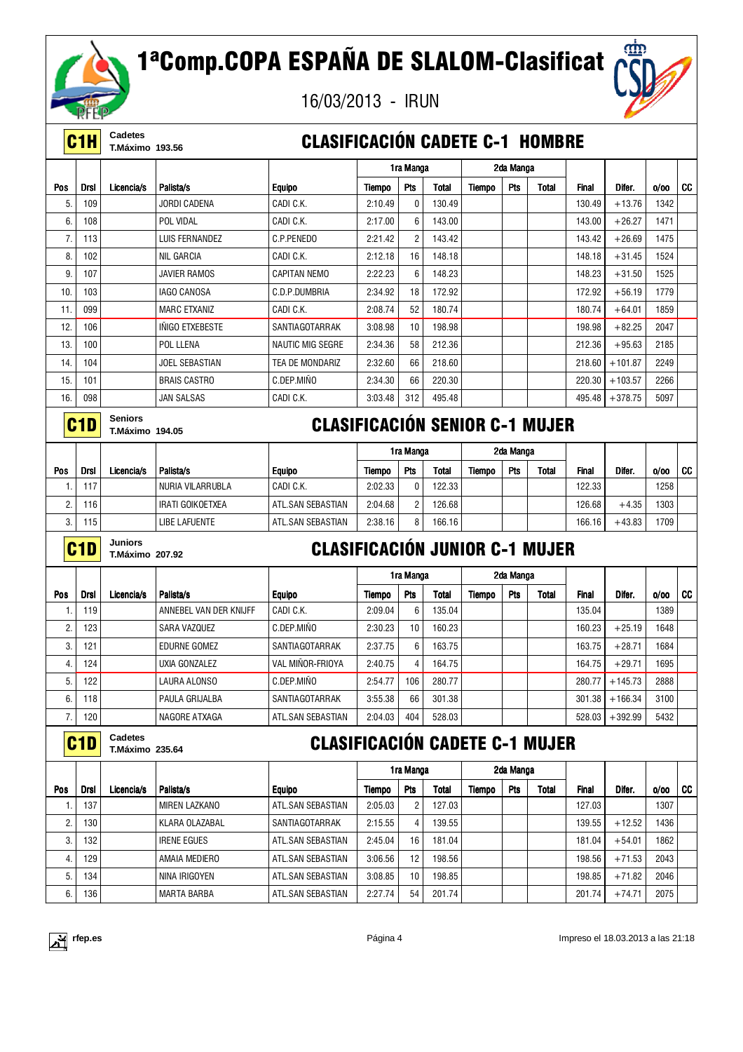# 1ªComp.COPA ESPAÑA DE SLALOM-Clasificat

16/03/2013 - IRUN

## C1H — Cadetes — T.Máximo 193.56 — CLASIFICACIÓN CADETE C-1 HOMBRE

| Pos | Drsl | Licencia/s | Palista/s | Equipo | 1ra Manga Tiempo | Pts | Total | 2da Manga Tiempo | Pts | Total | Final | Difer. | o/oo | CC |
|---|---|---|---|---|---|---|---|---|---|---|---|---|---|---|
| 5. | 109 | | JORDI CADENA | CADI C.K. | 2:10.49 | 0 | 130.49 | | | | 130.49 | +13.76 | 1342 | |
| 6. | 108 | | POL VIDAL | CADI C.K. | 2:17.00 | 6 | 143.00 | | | | 143.00 | +26.27 | 1471 | |
| 7. | 113 | | LUIS FERNANDEZ | C.P.PENEDO | 2:21.42 | 2 | 143.42 | | | | 143.42 | +26.69 | 1475 | |
| 8. | 102 | | NIL GARCIA | CADI C.K. | 2:12.18 | 16 | 148.18 | | | | 148.18 | +31.45 | 1524 | |
| 9. | 107 | | JAVIER RAMOS | CAPITAN NEMO | 2:22.23 | 6 | 148.23 | | | | 148.23 | +31.50 | 1525 | |
| 10. | 103 | | IAGO CANOSA | C.D.P.DUMBRIA | 2:34.92 | 18 | 172.92 | | | | 172.92 | +56.19 | 1779 | |
| 11. | 099 | | MARC ETXANIZ | CADI C.K. | 2:08.74 | 52 | 180.74 | | | | 180.74 | +64.01 | 1859 | |
| 12. | 106 | | IÑIGO ETXEBESTE | SANTIAGOTARRAK | 3:08.98 | 10 | 198.98 | | | | 198.98 | +82.25 | 2047 | |
| 13. | 100 | | POL LLENA | NAUTIC MIG SEGRE | 2:34.36 | 58 | 212.36 | | | | 212.36 | +95.63 | 2185 | |
| 14. | 104 | | JOEL SEBASTIAN | TEA DE MONDARIZ | 2:32.60 | 66 | 218.60 | | | | 218.60 | +101.87 | 2249 | |
| 15. | 101 | | BRAIS CASTRO | C.DEP.MIÑO | 2:34.30 | 66 | 220.30 | | | | 220.30 | +103.57 | 2266 | |
| 16. | 098 | | JAN SALSAS | CADI C.K. | 3:03.48 | 312 | 495.48 | | | | 495.48 | +378.75 | 5097 | |

## C1D — Seniors — T.Máximo 194.05 — CLASIFICACIÓN SENIOR C-1 MUJER

| Pos | Drsl | Licencia/s | Palista/s | Equipo | 1ra Manga Tiempo | Pts | Total | 2da Manga Tiempo | Pts | Total | Final | Difer. | o/oo | CC |
|---|---|---|---|---|---|---|---|---|---|---|---|---|---|---|
| 1. | 117 | | NURIA VILARRUBLA | CADI C.K. | 2:02.33 | 0 | 122.33 | | | | 122.33 | | 1258 | |
| 2. | 116 | | IRATI GOIKOETXEA | ATL.SAN SEBASTIAN | 2:04.68 | 2 | 126.68 | | | | 126.68 | +4.35 | 1303 | |
| 3. | 115 | | LIBE LAFUENTE | ATL.SAN SEBASTIAN | 2:38.16 | 8 | 166.16 | | | | 166.16 | +43.83 | 1709 | |

## C1D — Juniors — T.Máximo 207.92 — CLASIFICACIÓN JUNIOR C-1 MUJER

| Pos | Drsl | Licencia/s | Palista/s | Equipo | 1ra Manga Tiempo | Pts | Total | 2da Manga Tiempo | Pts | Total | Final | Difer. | o/oo | CC |
|---|---|---|---|---|---|---|---|---|---|---|---|---|---|---|
| 1. | 119 | | ANNEBEL VAN DER KNIJFF | CADI C.K. | 2:09.04 | 6 | 135.04 | | | | 135.04 | | 1389 | |
| 2. | 123 | | SARA VAZQUEZ | C.DEP.MIÑO | 2:30.23 | 10 | 160.23 | | | | 160.23 | +25.19 | 1648 | |
| 3. | 121 | | EDURNE GOMEZ | SANTIAGOTARRAK | 2:37.75 | 6 | 163.75 | | | | 163.75 | +28.71 | 1684 | |
| 4. | 124 | | UXIA GONZALEZ | VAL MIÑOR-FRIOYA | 2:40.75 | 4 | 164.75 | | | | 164.75 | +29.71 | 1695 | |
| 5. | 122 | | LAURA ALONSO | C.DEP.MIÑO | 2:54.77 | 106 | 280.77 | | | | 280.77 | +145.73 | 2888 | |
| 6. | 118 | | PAULA GRIJALBA | SANTIAGOTARRAK | 3:55.38 | 66 | 301.38 | | | | 301.38 | +166.34 | 3100 | |
| 7. | 120 | | NAGORE ATXAGA | ATL.SAN SEBASTIAN | 2:04.03 | 404 | 528.03 | | | | 528.03 | +392.99 | 5432 | |

## C1D — Cadetes — T.Máximo 235.64 — CLASIFICACIÓN CADETE C-1 MUJER

| Pos | Drsl | Licencia/s | Palista/s | Equipo | 1ra Manga Tiempo | Pts | Total | 2da Manga Tiempo | Pts | Total | Final | Difer. | o/oo | CC |
|---|---|---|---|---|---|---|---|---|---|---|---|---|---|---|
| 1. | 137 | | MIREN LAZKANO | ATL.SAN SEBASTIAN | 2:05.03 | 2 | 127.03 | | | | 127.03 | | 1307 | |
| 2. | 130 | | KLARA OLAZABAL | SANTIAGOTARRAK | 2:15.55 | 4 | 139.55 | | | | 139.55 | +12.52 | 1436 | |
| 3. | 132 | | IRENE EGUES | ATL.SAN SEBASTIAN | 2:45.04 | 16 | 181.04 | | | | 181.04 | +54.01 | 1862 | |
| 4. | 129 | | AMAIA MEDIERO | ATL.SAN SEBASTIAN | 3:06.56 | 12 | 198.56 | | | | 198.56 | +71.53 | 2043 | |
| 5. | 134 | | NINA IRIGOYEN | ATL.SAN SEBASTIAN | 3:08.85 | 10 | 198.85 | | | | 198.85 | +71.82 | 2046 | |
| 6. | 136 | | MARTA BARBA | ATL.SAN SEBASTIAN | 2:27.74 | 54 | 201.74 | | | | 201.74 | +74.71 | 2075 | |

rfep.es — Impreso el 18.03.2013 a las 21:18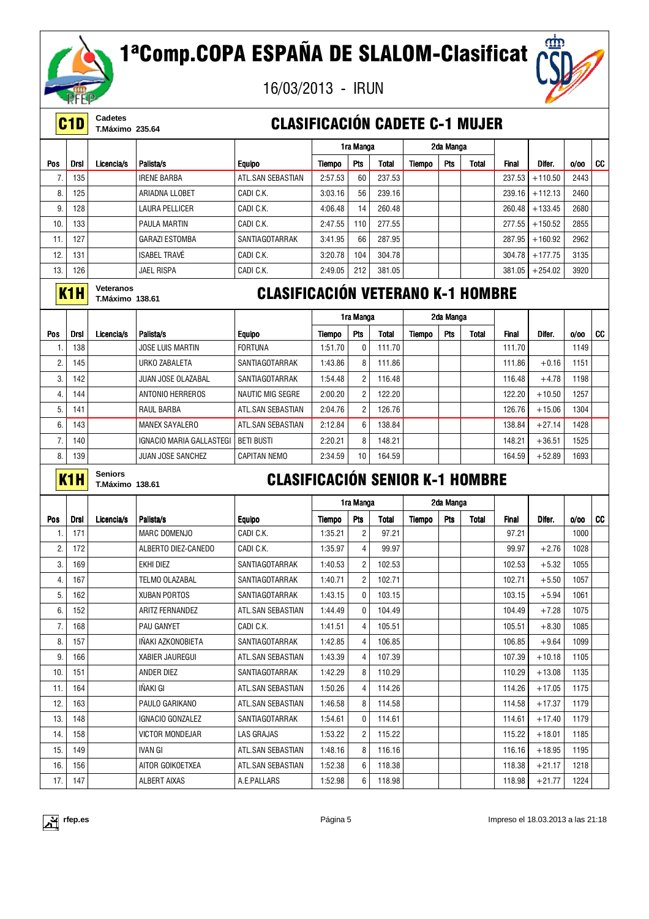# 1ªComp.COPA ESPAÑA DE SLALOM-Clasificat

16/03/2013 - IRUN

**C1D** Cadetes T.Máximo 235.64

## CLASIFICACIÓN CADETE C-1 MUJER

| | | | | | 1ra Manga | | | 2da Manga | | | | | | |
|---|---|---|---|---|---|---|---|---|---|---|---|---|---|---|
| Pos | Drsl | Licencia/s | Palista/s | Equipo | Tiempo | Pts | Total | Tiempo | Pts | Total | Final | Difer. | o/oo | CC |
| 7. | 135 | | IRENE BARBA | ATL.SAN SEBASTIAN | 2:57.53 | 60 | 237.53 | | | | 237.53 | +110.50 | 2443 | |
| 8. | 125 | | ARIADNA LLOBET | CADI C.K. | 3:03.16 | 56 | 239.16 | | | | 239.16 | +112.13 | 2460 | |
| 9. | 128 | | LAURA PELLICER | CADI C.K. | 4:06.48 | 14 | 260.48 | | | | 260.48 | +133.45 | 2680 | |
| 10. | 133 | | PAULA MARTIN | CADI C.K. | 2:47.55 | 110 | 277.55 | | | | 277.55 | +150.52 | 2855 | |
| 11. | 127 | | GARAZI ESTOMBA | SANTIAGOTARRAK | 3:41.95 | 66 | 287.95 | | | | 287.95 | +160.92 | 2962 | |
| 12. | 131 | | ISABEL TRAVÉ | CADI C.K. | 3:20.78 | 104 | 304.78 | | | | 304.78 | +177.75 | 3135 | |
| 13. | 126 | | JAEL RISPA | CADI C.K. | 2:49.05 | 212 | 381.05 | | | | 381.05 | +254.02 | 3920 | |

**K1H** Veteranos T.Máximo 138.61

## CLASIFICACIÓN VETERANO K-1 HOMBRE

| | | | | | 1ra Manga | | | 2da Manga | | | | | | |
|---|---|---|---|---|---|---|---|---|---|---|---|---|---|---|
| Pos | Drsl | Licencia/s | Palista/s | Equipo | Tiempo | Pts | Total | Tiempo | Pts | Total | Final | Difer. | o/oo | CC |
| 1. | 138 | | JOSE LUIS MARTIN | FORTUNA | 1:51.70 | 0 | 111.70 | | | | 111.70 | | 1149 | |
| 2. | 145 | | URKO ZABALETA | SANTIAGOTARRAK | 1:43.86 | 8 | 111.86 | | | | 111.86 | +0.16 | 1151 | |
| 3. | 142 | | JUAN JOSE OLAZABAL | SANTIAGOTARRAK | 1:54.48 | 2 | 116.48 | | | | 116.48 | +4.78 | 1198 | |
| 4. | 144 | | ANTONIO HERREROS | NAUTIC MIG SEGRE | 2:00.20 | 2 | 122.20 | | | | 122.20 | +10.50 | 1257 | |
| 5. | 141 | | RAUL BARBA | ATL.SAN SEBASTIAN | 2:04.76 | 2 | 126.76 | | | | 126.76 | +15.06 | 1304 | |
| 6. | 143 | | MANEX SAYALERO | ATL.SAN SEBASTIAN | 2:12.84 | 6 | 138.84 | | | | 138.84 | +27.14 | 1428 | |
| 7. | 140 | | IGNACIO MARIA GALLASTEGI | BETI BUSTI | 2:20.21 | 8 | 148.21 | | | | 148.21 | +36.51 | 1525 | |
| 8. | 139 | | JUAN JOSE SANCHEZ | CAPITAN NEMO | 2:34.59 | 10 | 164.59 | | | | 164.59 | +52.89 | 1693 | |

**K1H** Seniors T.Máximo 138.61

## CLASIFICACIÓN SENIOR K-1 HOMBRE

| | | | | | 1ra Manga | | | 2da Manga | | | | | | |
|---|---|---|---|---|---|---|---|---|---|---|---|---|---|---|
| Pos | Drsl | Licencia/s | Palista/s | Equipo | Tiempo | Pts | Total | Tiempo | Pts | Total | Final | Difer. | o/oo | CC |
| 1. | 171 | | MARC DOMENJO | CADI C.K. | 1:35.21 | 2 | 97.21 | | | | 97.21 | | 1000 | |
| 2. | 172 | | ALBERTO DIEZ-CANEDO | CADI C.K. | 1:35.97 | 4 | 99.97 | | | | 99.97 | +2.76 | 1028 | |
| 3. | 169 | | EKHI DIEZ | SANTIAGOTARRAK | 1:40.53 | 2 | 102.53 | | | | 102.53 | +5.32 | 1055 | |
| 4. | 167 | | TELMO OLAZABAL | SANTIAGOTARRAK | 1:40.71 | 2 | 102.71 | | | | 102.71 | +5.50 | 1057 | |
| 5. | 162 | | XUBAN PORTOS | SANTIAGOTARRAK | 1:43.15 | 0 | 103.15 | | | | 103.15 | +5.94 | 1061 | |
| 6. | 152 | | ARITZ FERNANDEZ | ATL.SAN SEBASTIAN | 1:44.49 | 0 | 104.49 | | | | 104.49 | +7.28 | 1075 | |
| 7. | 168 | | PAU GANYET | CADI C.K. | 1:41.51 | 4 | 105.51 | | | | 105.51 | +8.30 | 1085 | |
| 8. | 157 | | IÑAKI AZKONOBIETA | SANTIAGOTARRAK | 1:42.85 | 4 | 106.85 | | | | 106.85 | +9.64 | 1099 | |
| 9. | 166 | | XABIER JAUREGUI | ATL.SAN SEBASTIAN | 1:43.39 | 4 | 107.39 | | | | 107.39 | +10.18 | 1105 | |
| 10. | 151 | | ANDER DIEZ | SANTIAGOTARRAK | 1:42.29 | 8 | 110.29 | | | | 110.29 | +13.08 | 1135 | |
| 11. | 164 | | IÑAKI GI | ATL.SAN SEBASTIAN | 1:50.26 | 4 | 114.26 | | | | 114.26 | +17.05 | 1175 | |
| 12. | 163 | | PAULO GARIKANO | ATL.SAN SEBASTIAN | 1:46.58 | 8 | 114.58 | | | | 114.58 | +17.37 | 1179 | |
| 13. | 148 | | IGNACIO GONZALEZ | SANTIAGOTARRAK | 1:54.61 | 0 | 114.61 | | | | 114.61 | +17.40 | 1179 | |
| 14. | 158 | | VICTOR MONDEJAR | LAS GRAJAS | 1:53.22 | 2 | 115.22 | | | | 115.22 | +18.01 | 1185 | |
| 15. | 149 | | IVAN GI | ATL.SAN SEBASTIAN | 1:48.16 | 8 | 116.16 | | | | 116.16 | +18.95 | 1195 | |
| 16. | 156 | | AITOR GOIKOETXEA | ATL.SAN SEBASTIAN | 1:52.38 | 6 | 118.38 | | | | 118.38 | +21.17 | 1218 | |
| 17. | 147 | | ALBERT AIXAS | A.E.PALLARS | 1:52.98 | 6 | 118.98 | | | | 118.98 | +21.77 | 1224 | |

rfep.es — Impreso el 18.03.2013 a las 21:18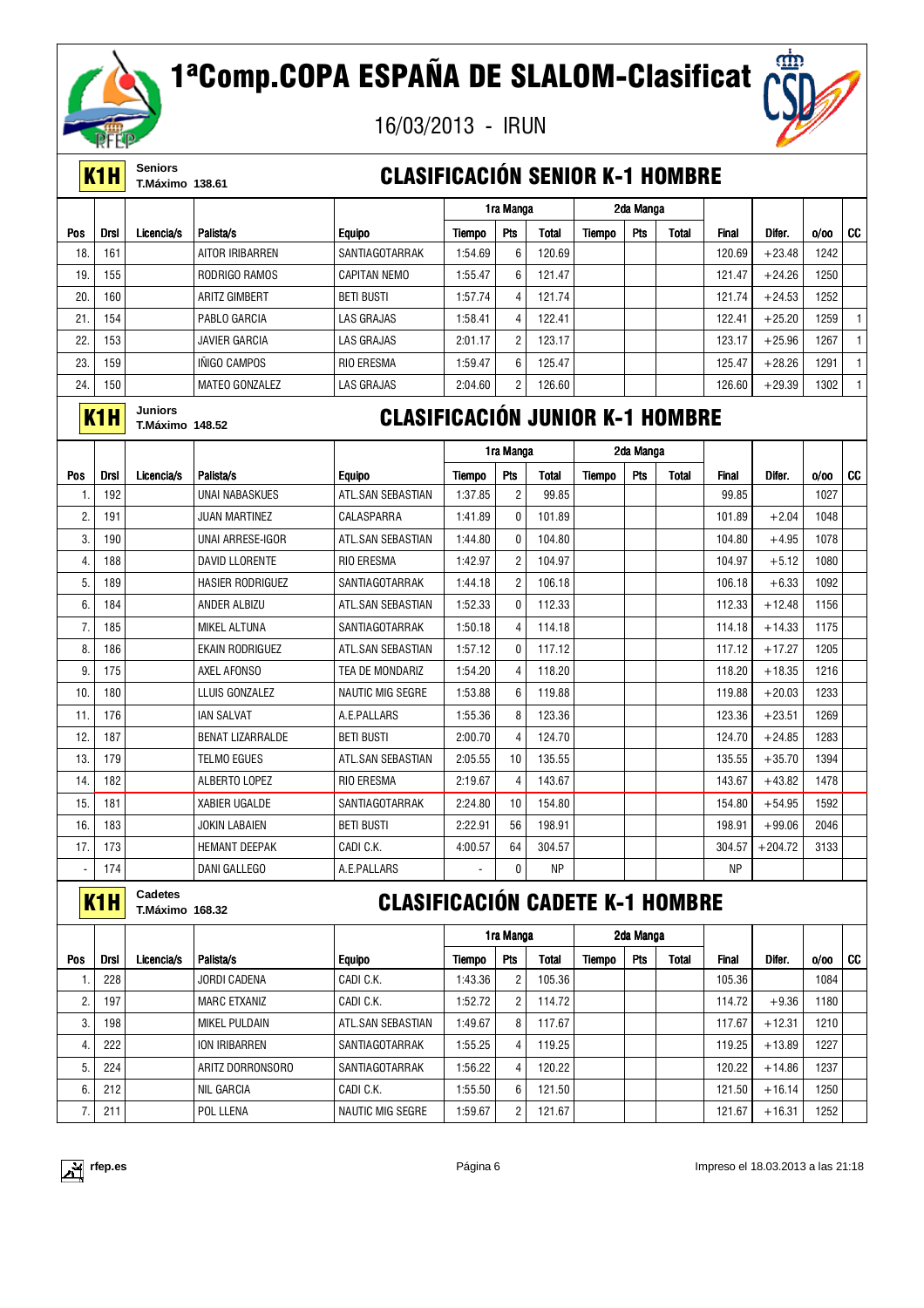# 1ªComp.COPA ESPAÑA DE SLALOM-Clasificat

16/03/2013 - IRUN

## K1H Seniors T.Máximo 138.61 — CLASIFICACIÓN SENIOR K-1 HOMBRE

| | | | | | 1ra Manga | | | 2da Manga | | | | | | |
|---|---|---|---|---|---|---|---|---|---|---|---|---|---|---|
| Pos | Drsl | Licencia/s | Palista/s | Equipo | Tiempo | Pts | Total | Tiempo | Pts | Total | Final | Difer. | o/oo | CC |
| 18. | 161 | | AITOR IRIBARREN | SANTIAGOTARRAK | 1:54.69 | 6 | 120.69 | | | | 120.69 | +23.48 | 1242 | |
| 19. | 155 | | RODRIGO RAMOS | CAPITAN NEMO | 1:55.47 | 6 | 121.47 | | | | 121.47 | +24.26 | 1250 | |
| 20. | 160 | | ARITZ GIMBERT | BETI BUSTI | 1:57.74 | 4 | 121.74 | | | | 121.74 | +24.53 | 1252 | |
| 21. | 154 | | PABLO GARCIA | LAS GRAJAS | 1:58.41 | 4 | 122.41 | | | | 122.41 | +25.20 | 1259 | 1 |
| 22. | 153 | | JAVIER GARCIA | LAS GRAJAS | 2:01.17 | 2 | 123.17 | | | | 123.17 | +25.96 | 1267 | 1 |
| 23. | 159 | | IÑIGO CAMPOS | RIO ERESMA | 1:59.47 | 6 | 125.47 | | | | 125.47 | +28.26 | 1291 | 1 |
| 24. | 150 | | MATEO GONZALEZ | LAS GRAJAS | 2:04.60 | 2 | 126.60 | | | | 126.60 | +29.39 | 1302 | 1 |

## K1H Juniors T.Máximo 148.52 — CLASIFICACIÓN JUNIOR K-1 HOMBRE

| | | | | | 1ra Manga | | | 2da Manga | | | | | | |
|---|---|---|---|---|---|---|---|---|---|---|---|---|---|---|
| Pos | Drsl | Licencia/s | Palista/s | Equipo | Tiempo | Pts | Total | Tiempo | Pts | Total | Final | Difer. | o/oo | CC |
| 1. | 192 | | UNAI NABASKUES | ATL.SAN SEBASTIAN | 1:37.85 | 2 | 99.85 | | | | 99.85 | | 1027 | |
| 2. | 191 | | JUAN MARTINEZ | CALASPARRA | 1:41.89 | 0 | 101.89 | | | | 101.89 | +2.04 | 1048 | |
| 3. | 190 | | UNAI ARRESE-IGOR | ATL.SAN SEBASTIAN | 1:44.80 | 0 | 104.80 | | | | 104.80 | +4.95 | 1078 | |
| 4. | 188 | | DAVID LLORENTE | RIO ERESMA | 1:42.97 | 2 | 104.97 | | | | 104.97 | +5.12 | 1080 | |
| 5. | 189 | | HASIER RODRIGUEZ | SANTIAGOTARRAK | 1:44.18 | 2 | 106.18 | | | | 106.18 | +6.33 | 1092 | |
| 6. | 184 | | ANDER ALBIZU | ATL.SAN SEBASTIAN | 1:52.33 | 0 | 112.33 | | | | 112.33 | +12.48 | 1156 | |
| 7. | 185 | | MIKEL ALTUNA | SANTIAGOTARRAK | 1:50.18 | 4 | 114.18 | | | | 114.18 | +14.33 | 1175 | |
| 8. | 186 | | EKAIN RODRIGUEZ | ATL.SAN SEBASTIAN | 1:57.12 | 0 | 117.12 | | | | 117.12 | +17.27 | 1205 | |
| 9. | 175 | | AXEL AFONSO | TEA DE MONDARIZ | 1:54.20 | 4 | 118.20 | | | | 118.20 | +18.35 | 1216 | |
| 10. | 180 | | LLUIS GONZALEZ | NAUTIC MIG SEGRE | 1:53.88 | 6 | 119.88 | | | | 119.88 | +20.03 | 1233 | |
| 11. | 176 | | IAN SALVAT | A.E.PALLARS | 1:55.36 | 8 | 123.36 | | | | 123.36 | +23.51 | 1269 | |
| 12. | 187 | | BENAT LIZARRALDE | BETI BUSTI | 2:00.70 | 4 | 124.70 | | | | 124.70 | +24.85 | 1283 | |
| 13. | 179 | | TELMO EGUES | ATL.SAN SEBASTIAN | 2:05.55 | 10 | 135.55 | | | | 135.55 | +35.70 | 1394 | |
| 14. | 182 | | ALBERTO LOPEZ | RIO ERESMA | 2:19.67 | 4 | 143.67 | | | | 143.67 | +43.82 | 1478 | |
| 15. | 181 | | XABIER UGALDE | SANTIAGOTARRAK | 2:24.80 | 10 | 154.80 | | | | 154.80 | +54.95 | 1592 | |
| 16. | 183 | | JOKIN LABAIEN | BETI BUSTI | 2:22.91 | 56 | 198.91 | | | | 198.91 | +99.06 | 2046 | |
| 17. | 173 | | HEMANT DEEPAK | CADI C.K. | 4:00.57 | 64 | 304.57 | | | | 304.57 | +204.72 | 3133 | |
| - | 174 | | DANI GALLEGO | A.E.PALLARS | - | 0 | NP | | | | NP | | | |

## K1H Cadetes T.Máximo 168.32 — CLASIFICACIÓN CADETE K-1 HOMBRE

| | | | | | 1ra Manga | | | 2da Manga | | | | | | |
|---|---|---|---|---|---|---|---|---|---|---|---|---|---|---|
| Pos | Drsl | Licencia/s | Palista/s | Equipo | Tiempo | Pts | Total | Tiempo | Pts | Total | Final | Difer. | o/oo | CC |
| 1. | 228 | | JORDI CADENA | CADI C.K. | 1:43.36 | 2 | 105.36 | | | | 105.36 | | 1084 | |
| 2. | 197 | | MARC ETXANIZ | CADI C.K. | 1:52.72 | 2 | 114.72 | | | | 114.72 | +9.36 | 1180 | |
| 3. | 198 | | MIKEL PULDAIN | ATL.SAN SEBASTIAN | 1:49.67 | 8 | 117.67 | | | | 117.67 | +12.31 | 1210 | |
| 4. | 222 | | ION IRIBARREN | SANTIAGOTARRAK | 1:55.25 | 4 | 119.25 | | | | 119.25 | +13.89 | 1227 | |
| 5. | 224 | | ARITZ DORRONSORO | SANTIAGOTARRAK | 1:56.22 | 4 | 120.22 | | | | 120.22 | +14.86 | 1237 | |
| 6. | 212 | | NIL GARCIA | CADI C.K. | 1:55.50 | 6 | 121.50 | | | | 121.50 | +16.14 | 1250 | |
| 7. | 211 | | POL LLENA | NAUTIC MIG SEGRE | 1:59.67 | 2 | 121.67 | | | | 121.67 | +16.31 | 1252 | |

rfep.es — Página 6 — Impreso el 18.03.2013 a las 21:18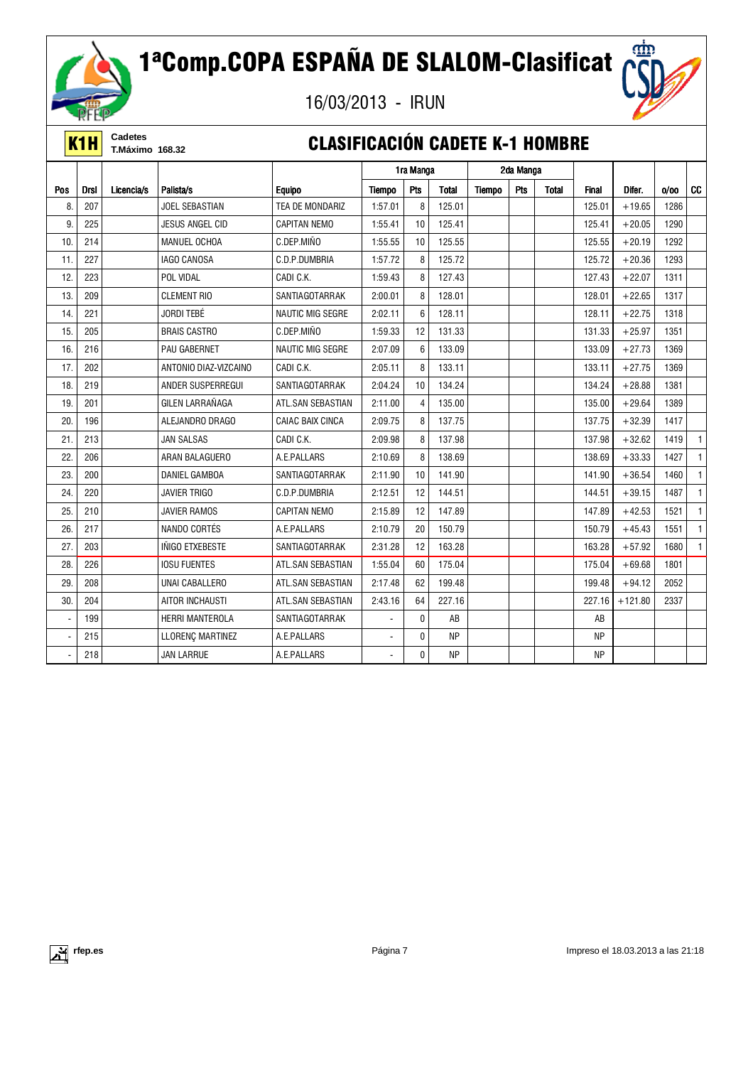# 1ªComp.COPA ESPAÑA DE SLALOM-Clasificat

16/03/2013 - IRUN

**K1H** Cadetes
T.Máximo 168.32

## CLASIFICACIÓN CADETE K-1 HOMBRE

| | | | | | 1ra Manga | | | 2da Manga | | | | | | |
|---|---|---|---|---|---|---|---|---|---|---|---|---|---|---|
| Pos | Drsl | Licencia/s | Palista/s | Equipo | Tiempo | Pts | Total | Tiempo | Pts | Total | Final | Difer. | o/oo | CC |
| 8. | 207 | | JOEL SEBASTIAN | TEA DE MONDARIZ | 1:57.01 | 8 | 125.01 | | | | 125.01 | +19.65 | 1286 | |
| 9. | 225 | | JESUS ANGEL CID | CAPITAN NEMO | 1:55.41 | 10 | 125.41 | | | | 125.41 | +20.05 | 1290 | |
| 10. | 214 | | MANUEL OCHOA | C.DEP.MIÑO | 1:55.55 | 10 | 125.55 | | | | 125.55 | +20.19 | 1292 | |
| 11. | 227 | | IAGO CANOSA | C.D.P.DUMBRIA | 1:57.72 | 8 | 125.72 | | | | 125.72 | +20.36 | 1293 | |
| 12. | 223 | | POL VIDAL | CADI C.K. | 1:59.43 | 8 | 127.43 | | | | 127.43 | +22.07 | 1311 | |
| 13. | 209 | | CLEMENT RIO | SANTIAGOTARRAK | 2:00.01 | 8 | 128.01 | | | | 128.01 | +22.65 | 1317 | |
| 14. | 221 | | JORDI TEBÉ | NAUTIC MIG SEGRE | 2:02.11 | 6 | 128.11 | | | | 128.11 | +22.75 | 1318 | |
| 15. | 205 | | BRAIS CASTRO | C.DEP.MIÑO | 1:59.33 | 12 | 131.33 | | | | 131.33 | +25.97 | 1351 | |
| 16. | 216 | | PAU GABERNET | NAUTIC MIG SEGRE | 2:07.09 | 6 | 133.09 | | | | 133.09 | +27.73 | 1369 | |
| 17. | 202 | | ANTONIO DIAZ-VIZCAINO | CADI C.K. | 2:05.11 | 8 | 133.11 | | | | 133.11 | +27.75 | 1369 | |
| 18. | 219 | | ANDER SUSPERREGUI | SANTIAGOTARRAK | 2:04.24 | 10 | 134.24 | | | | 134.24 | +28.88 | 1381 | |
| 19. | 201 | | GILEN LARRAÑAGA | ATL.SAN SEBASTIAN | 2:11.00 | 4 | 135.00 | | | | 135.00 | +29.64 | 1389 | |
| 20. | 196 | | ALEJANDRO DRAGO | CAIAC BAIX CINCA | 2:09.75 | 8 | 137.75 | | | | 137.75 | +32.39 | 1417 | |
| 21. | 213 | | JAN SALSAS | CADI C.K. | 2:09.98 | 8 | 137.98 | | | | 137.98 | +32.62 | 1419 | 1 |
| 22. | 206 | | ARAN BALAGUERO | A.E.PALLARS | 2:10.69 | 8 | 138.69 | | | | 138.69 | +33.33 | 1427 | 1 |
| 23. | 200 | | DANIEL GAMBOA | SANTIAGOTARRAK | 2:11.90 | 10 | 141.90 | | | | 141.90 | +36.54 | 1460 | 1 |
| 24. | 220 | | JAVIER TRIGO | C.D.P.DUMBRIA | 2:12.51 | 12 | 144.51 | | | | 144.51 | +39.15 | 1487 | 1 |
| 25. | 210 | | JAVIER RAMOS | CAPITAN NEMO | 2:15.89 | 12 | 147.89 | | | | 147.89 | +42.53 | 1521 | 1 |
| 26. | 217 | | NANDO CORTÉS | A.E.PALLARS | 2:10.79 | 20 | 150.79 | | | | 150.79 | +45.43 | 1551 | 1 |
| 27. | 203 | | IÑIGO ETXEBESTE | SANTIAGOTARRAK | 2:31.28 | 12 | 163.28 | | | | 163.28 | +57.92 | 1680 | 1 |
| 28. | 226 | | IOSU FUENTES | ATL.SAN SEBASTIAN | 1:55.04 | 60 | 175.04 | | | | 175.04 | +69.68 | 1801 | |
| 29. | 208 | | UNAI CABALLERO | ATL.SAN SEBASTIAN | 2:17.48 | 62 | 199.48 | | | | 199.48 | +94.12 | 2052 | |
| 30. | 204 | | AITOR INCHAUSTI | ATL.SAN SEBASTIAN | 2:43.16 | 64 | 227.16 | | | | 227.16 | +121.80 | 2337 | |
| - | 199 | | HERRI MANTEROLA | SANTIAGOTARRAK | - | 0 | AB | | | | AB | | | |
| - | 215 | | LLORENÇ MARTINEZ | A.E.PALLARS | - | 0 | NP | | | | NP | | | |
| - | 218 | | JAN LARRUE | A.E.PALLARS | - | 0 | NP | | | | NP | | | |

rfep.es — Impreso el 18.03.2013 a las 21:18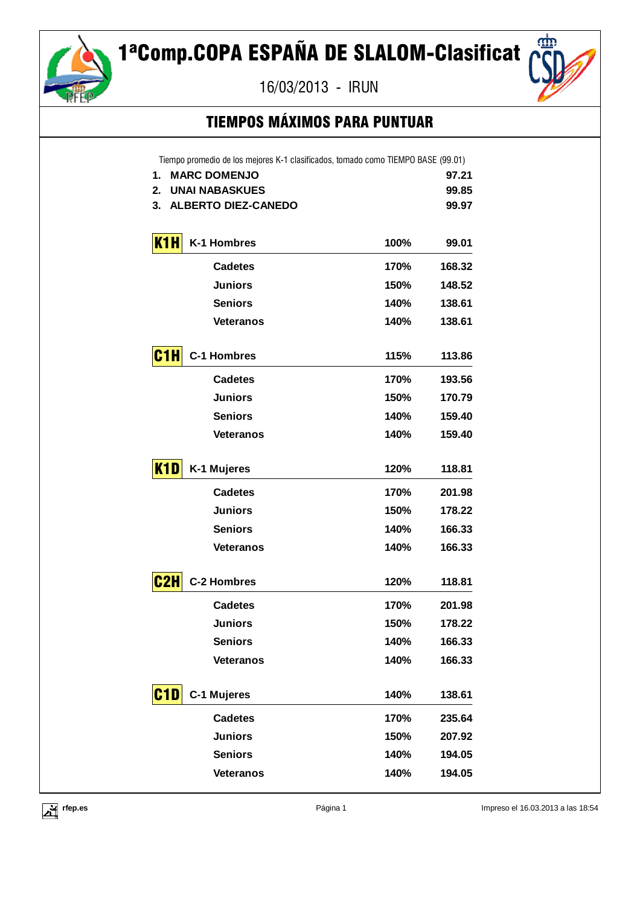# 1ªComp.COPA ESPAÑA DE SLALOM-Clasificat

16/03/2013 - IRUN

## TIEMPOS MÁXIMOS PARA PUNTUAR

Tiempo promedio de los mejores K-1 clasificados, tomado como TIEMPO BASE (99.01)

| | | |
|---|---|---|
| 1. | MARC DOMENJO | 97.21 |
| 2. | UNAI NABASKUES | 99.85 |
| 3. | ALBERTO DIEZ-CANEDO | 99.97 |

| | | | |
|---|---|---|---|
| **K1H** | **K-1 Hombres** | **100%** | **99.01** |
| | Cadetes | 170% | 168.32 |
| | Juniors | 150% | 148.52 |
| | Seniors | 140% | 138.61 |
| | Veteranos | 140% | 138.61 |
| **C1H** | **C-1 Hombres** | **115%** | **113.86** |
| | Cadetes | 170% | 193.56 |
| | Juniors | 150% | 170.79 |
| | Seniors | 140% | 159.40 |
| | Veteranos | 140% | 159.40 |
| **K1D** | **K-1 Mujeres** | **120%** | **118.81** |
| | Cadetes | 170% | 201.98 |
| | Juniors | 150% | 178.22 |
| | Seniors | 140% | 166.33 |
| | Veteranos | 140% | 166.33 |
| **C2H** | **C-2 Hombres** | **120%** | **118.81** |
| | Cadetes | 170% | 201.98 |
| | Juniors | 150% | 178.22 |
| | Seniors | 140% | 166.33 |
| | Veteranos | 140% | 166.33 |
| **C1D** | **C-1 Mujeres** | **140%** | **138.61** |
| | Cadetes | 170% | 235.64 |
| | Juniors | 150% | 207.92 |
| | Seniors | 140% | 194.05 |
| | Veteranos | 140% | 194.05 |

rfep.es — Impreso el 16.03.2013 a las 18:54